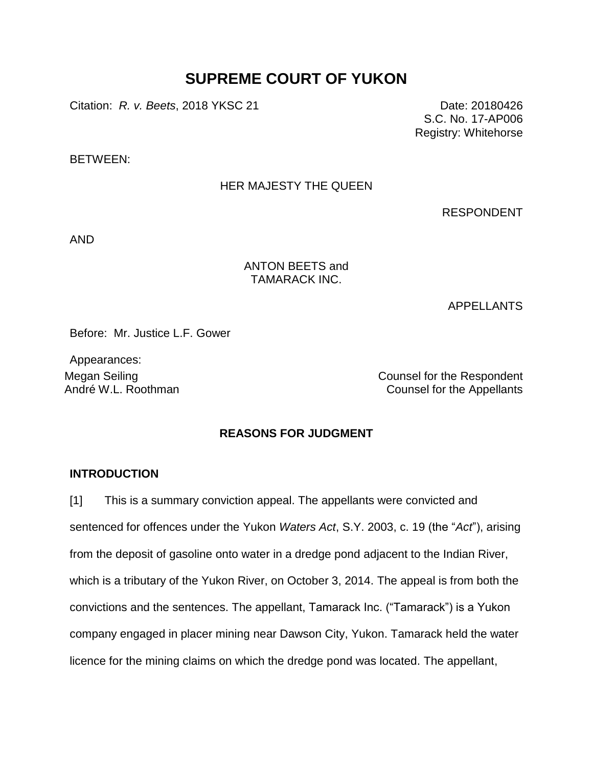# SUPREME COURT OF YUKON

Citation: *R. v. Beets*, 2018 YKSC 21

Date: 20180426
S.C. No. 17-AP006
Registry: Whitehorse

BETWEEN:

HER MAJESTY THE QUEEN

RESPONDENT

AND

ANTON BEETS and
TAMARACK INC.

APPELLANTS

Before: Mr. Justice L.F. Gower

Appearances:

Megan Seiling — Counsel for the Respondent
André W.L. Roothman — Counsel for the Appellants

## REASONS FOR JUDGMENT

### INTRODUCTION

[1] This is a summary conviction appeal. The appellants were convicted and sentenced for offences under the Yukon *Waters Act*, S.Y. 2003, c. 19 (the "*Act*"), arising from the deposit of gasoline onto water in a dredge pond adjacent to the Indian River, which is a tributary of the Yukon River, on October 3, 2014. The appeal is from both the convictions and the sentences. The appellant, Tamarack Inc. ("Tamarack") is a Yukon company engaged in placer mining near Dawson City, Yukon. Tamarack held the water licence for the mining claims on which the dredge pond was located. The appellant,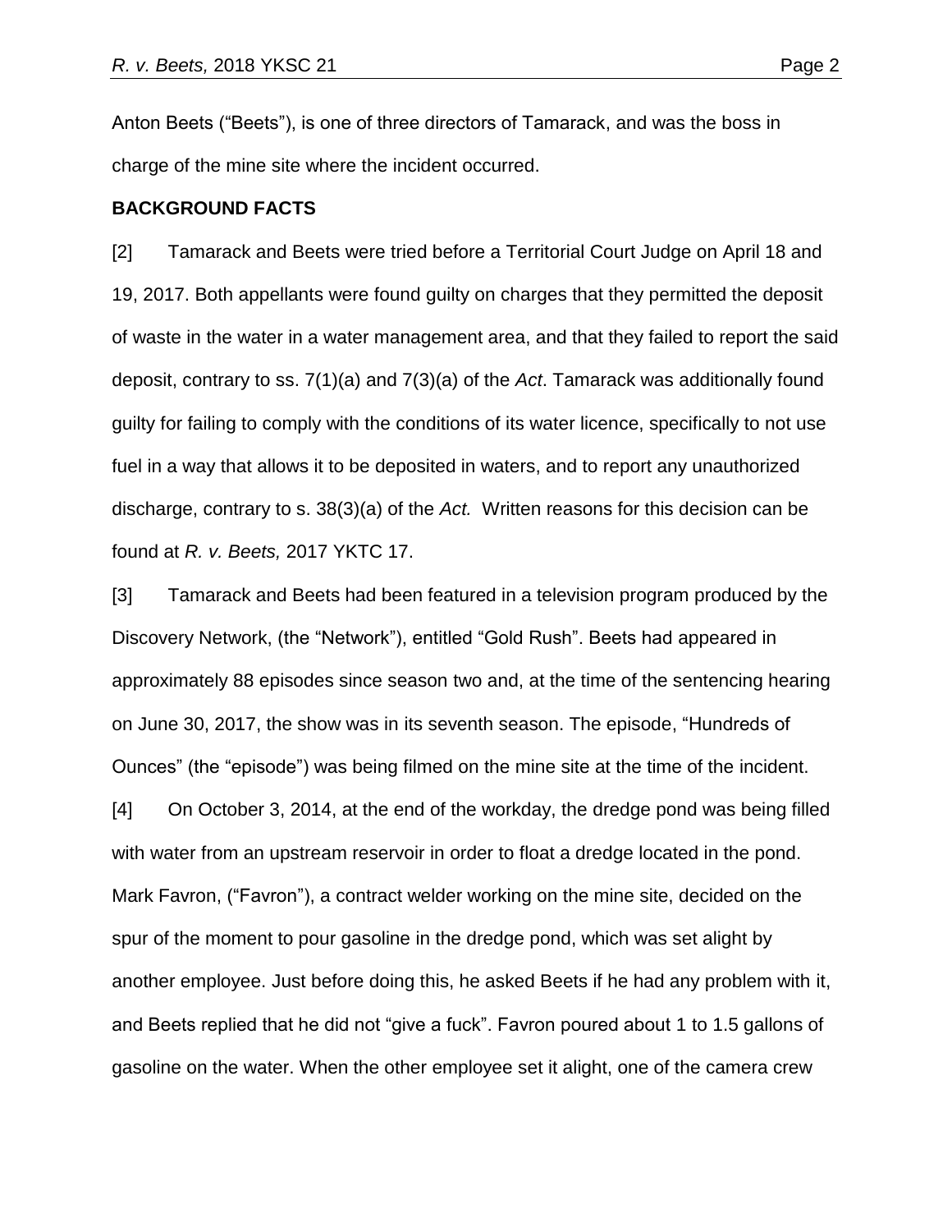Anton Beets ("Beets"), is one of three directors of Tamarack, and was the boss in charge of the mine site where the incident occurred.

**BACKGROUND FACTS**

[2] Tamarack and Beets were tried before a Territorial Court Judge on April 18 and 19, 2017. Both appellants were found guilty on charges that they permitted the deposit of waste in the water in a water management area, and that they failed to report the said deposit, contrary to ss. 7(1)(a) and 7(3)(a) of the *Act*. Tamarack was additionally found guilty for failing to comply with the conditions of its water licence, specifically to not use fuel in a way that allows it to be deposited in waters, and to report any unauthorized discharge, contrary to s. 38(3)(a) of the *Act.* Written reasons for this decision can be found at *R. v. Beets,* 2017 YKTC 17.

[3] Tamarack and Beets had been featured in a television program produced by the Discovery Network, (the "Network"), entitled "Gold Rush". Beets had appeared in approximately 88 episodes since season two and, at the time of the sentencing hearing on June 30, 2017, the show was in its seventh season. The episode, "Hundreds of Ounces" (the "episode") was being filmed on the mine site at the time of the incident.

[4] On October 3, 2014, at the end of the workday, the dredge pond was being filled with water from an upstream reservoir in order to float a dredge located in the pond. Mark Favron, ("Favron"), a contract welder working on the mine site, decided on the spur of the moment to pour gasoline in the dredge pond, which was set alight by another employee. Just before doing this, he asked Beets if he had any problem with it, and Beets replied that he did not "give a fuck". Favron poured about 1 to 1.5 gallons of gasoline on the water. When the other employee set it alight, one of the camera crew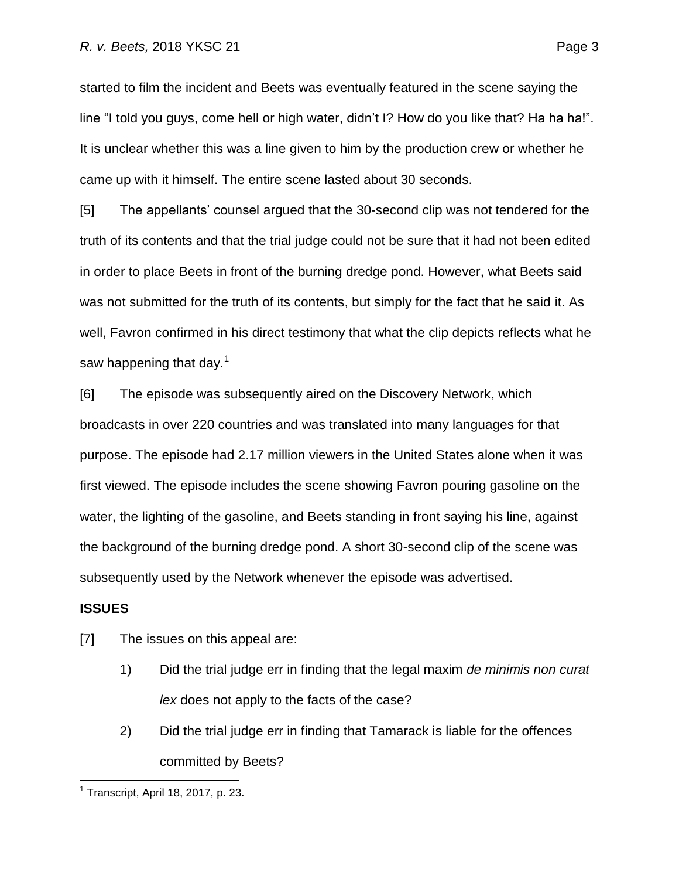started to film the incident and Beets was eventually featured in the scene saying the line "I told you guys, come hell or high water, didn't I? How do you like that? Ha ha ha!". It is unclear whether this was a line given to him by the production crew or whether he came up with it himself. The entire scene lasted about 30 seconds.

[5] The appellants' counsel argued that the 30-second clip was not tendered for the truth of its contents and that the trial judge could not be sure that it had not been edited in order to place Beets in front of the burning dredge pond. However, what Beets said was not submitted for the truth of its contents, but simply for the fact that he said it. As well, Favron confirmed in his direct testimony that what the clip depicts reflects what he saw happening that day.[1]

[6] The episode was subsequently aired on the Discovery Network, which broadcasts in over 220 countries and was translated into many languages for that purpose. The episode had 2.17 million viewers in the United States alone when it was first viewed. The episode includes the scene showing Favron pouring gasoline on the water, the lighting of the gasoline, and Beets standing in front saying his line, against the background of the burning dredge pond. A short 30-second clip of the scene was subsequently used by the Network whenever the episode was advertised.

## ISSUES

[7] The issues on this appeal are:

1) Did the trial judge err in finding that the legal maxim *de minimis non curat lex* does not apply to the facts of the case?

2) Did the trial judge err in finding that Tamarack is liable for the offences committed by Beets?

---

[1] Transcript, April 18, 2017, p. 23.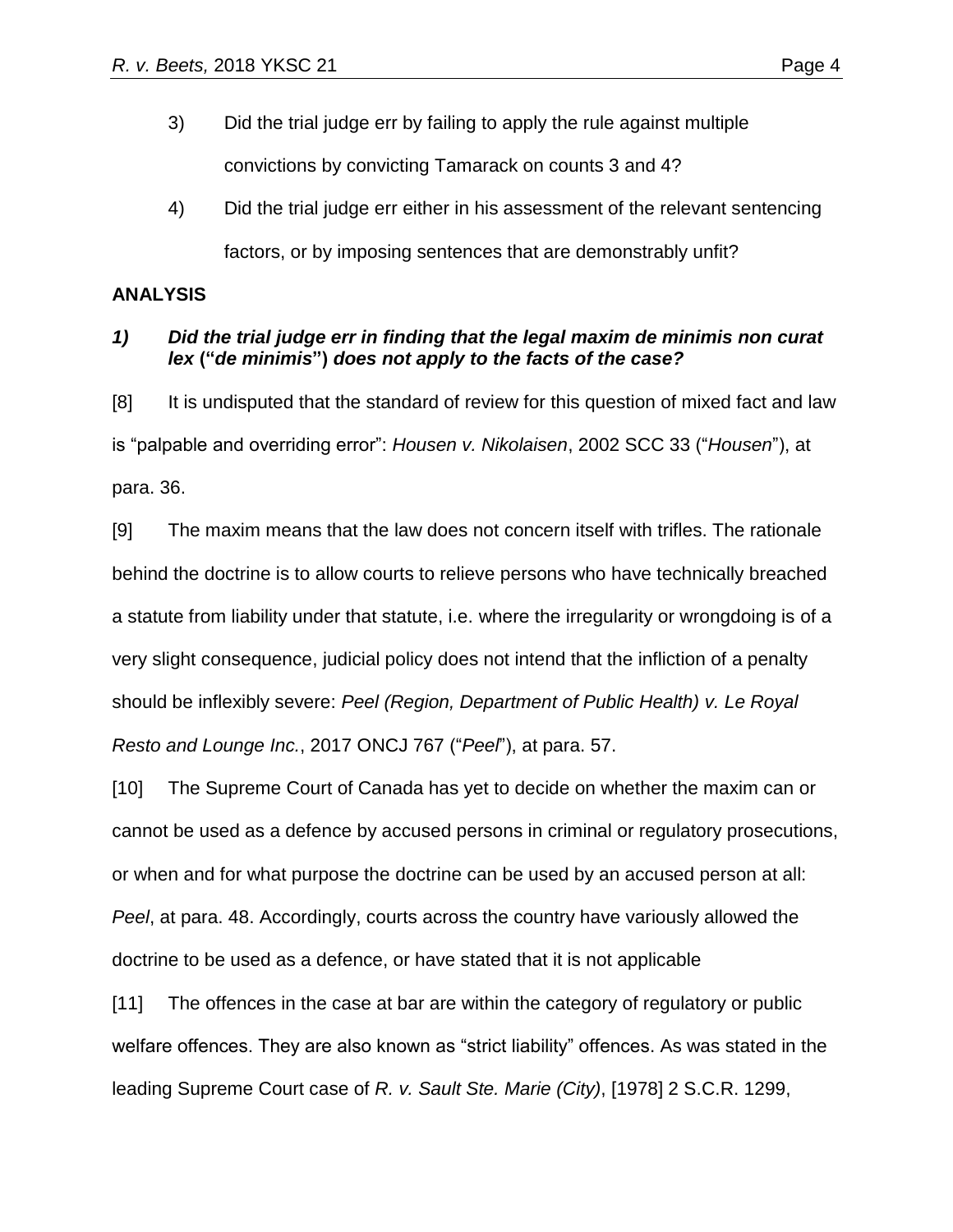3) Did the trial judge err by failing to apply the rule against multiple convictions by convicting Tamarack on counts 3 and 4?

4) Did the trial judge err either in his assessment of the relevant sentencing factors, or by imposing sentences that are demonstrably unfit?

## ANALYSIS

### *1) Did the trial judge err in finding that the legal maxim de minimis non curat lex* **("*de minimis*")** *does not apply to the facts of the case?*

[8] It is undisputed that the standard of review for this question of mixed fact and law is "palpable and overriding error": *Housen v. Nikolaisen*, 2002 SCC 33 ("*Housen*"), at para. 36.

[9] The maxim means that the law does not concern itself with trifles. The rationale behind the doctrine is to allow courts to relieve persons who have technically breached a statute from liability under that statute, i.e. where the irregularity or wrongdoing is of a very slight consequence, judicial policy does not intend that the infliction of a penalty should be inflexibly severe: *Peel (Region, Department of Public Health) v. Le Royal Resto and Lounge Inc.*, 2017 ONCJ 767 ("*Peel*"), at para. 57.

[10] The Supreme Court of Canada has yet to decide on whether the maxim can or cannot be used as a defence by accused persons in criminal or regulatory prosecutions, or when and for what purpose the doctrine can be used by an accused person at all: *Peel*, at para. 48. Accordingly, courts across the country have variously allowed the doctrine to be used as a defence, or have stated that it is not applicable

[11] The offences in the case at bar are within the category of regulatory or public welfare offences. They are also known as "strict liability" offences. As was stated in the leading Supreme Court case of *R. v. Sault Ste. Marie (City)*, [1978] 2 S.C.R. 1299,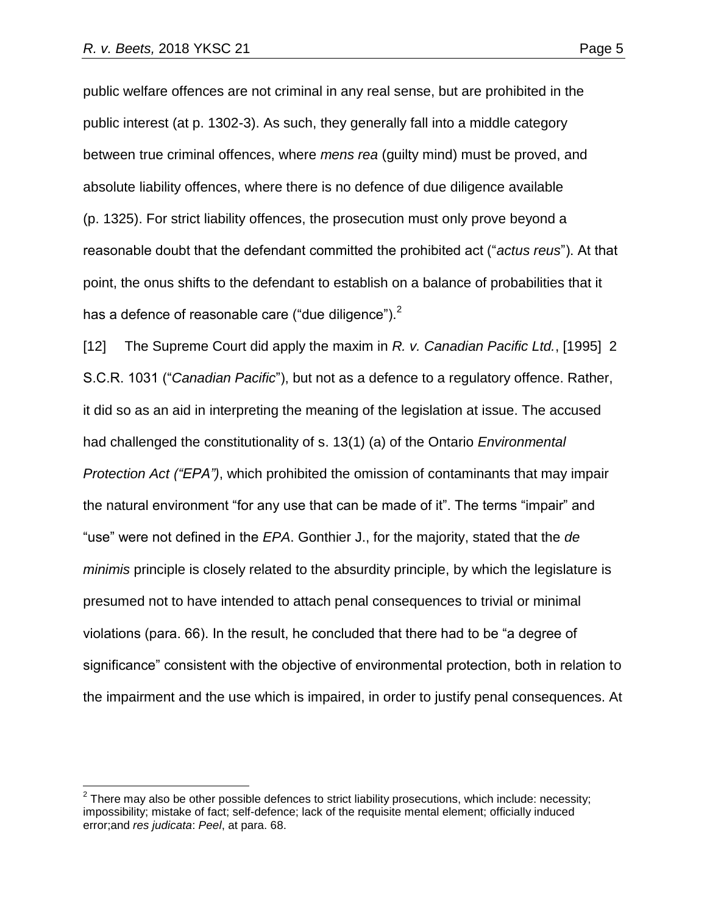public welfare offences are not criminal in any real sense, but are prohibited in the public interest (at p. 1302-3). As such, they generally fall into a middle category between true criminal offences, where *mens rea* (guilty mind) must be proved, and absolute liability offences, where there is no defence of due diligence available (p. 1325). For strict liability offences, the prosecution must only prove beyond a reasonable doubt that the defendant committed the prohibited act ("*actus reus*"). At that point, the onus shifts to the defendant to establish on a balance of probabilities that it has a defence of reasonable care ("due diligence").[2]

[12] The Supreme Court did apply the maxim in *R. v. Canadian Pacific Ltd.*, [1995] 2 S.C.R. 1031 ("*Canadian Pacific*"), but not as a defence to a regulatory offence. Rather, it did so as an aid in interpreting the meaning of the legislation at issue. The accused had challenged the constitutionality of s. 13(1) (a) of the Ontario *Environmental Protection Act ("EPA")*, which prohibited the omission of contaminants that may impair the natural environment "for any use that can be made of it". The terms "impair" and "use" were not defined in the *EPA*. Gonthier J., for the majority, stated that the *de minimis* principle is closely related to the absurdity principle, by which the legislature is presumed not to have intended to attach penal consequences to trivial or minimal violations (para. 66). In the result, he concluded that there had to be "a degree of significance" consistent with the objective of environmental protection, both in relation to the impairment and the use which is impaired, in order to justify penal consequences. At

---

[2] There may also be other possible defences to strict liability prosecutions, which include: necessity; impossibility; mistake of fact; self-defence; lack of the requisite mental element; officially induced error;and *res judicata*: *Peel*, at para. 68.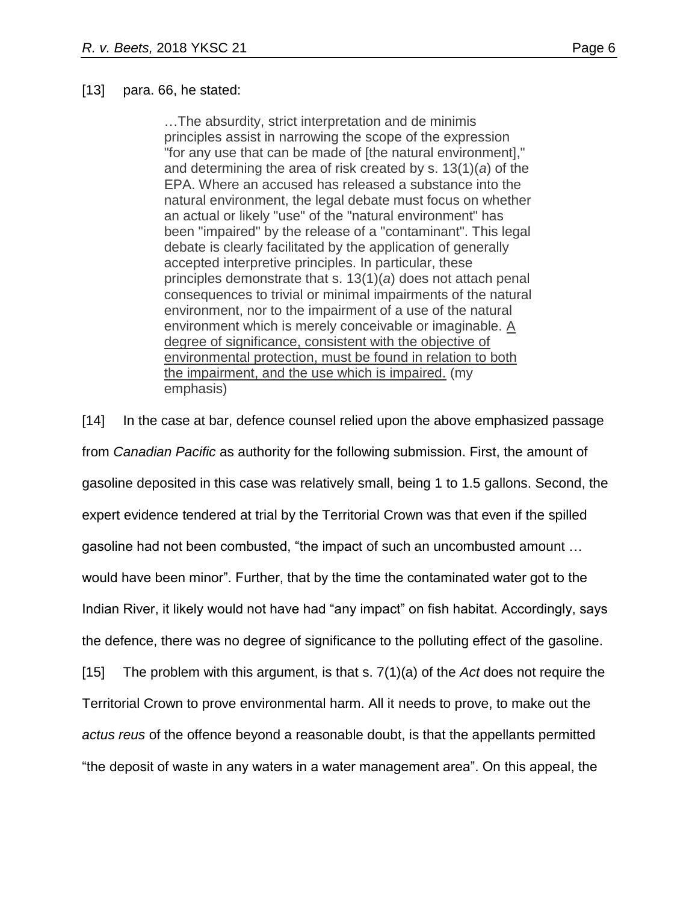[13] para. 66, he stated:

> …The absurdity, strict interpretation and de minimis principles assist in narrowing the scope of the expression "for any use that can be made of [the natural environment]," and determining the area of risk created by s. 13(1)(*a*) of the EPA. Where an accused has released a substance into the natural environment, the legal debate must focus on whether an actual or likely "use" of the "natural environment" has been "impaired" by the release of a "contaminant". This legal debate is clearly facilitated by the application of generally accepted interpretive principles. In particular, these principles demonstrate that s. 13(1)(*a*) does not attach penal consequences to trivial or minimal impairments of the natural environment, nor to the impairment of a use of the natural environment which is merely conceivable or imaginable. <u>A degree of significance, consistent with the objective of environmental protection, must be found in relation to both the impairment, and the use which is impaired.</u> (my emphasis)

[14] In the case at bar, defence counsel relied upon the above emphasized passage from *Canadian Pacific* as authority for the following submission. First, the amount of gasoline deposited in this case was relatively small, being 1 to 1.5 gallons. Second, the expert evidence tendered at trial by the Territorial Crown was that even if the spilled gasoline had not been combusted, "the impact of such an uncombusted amount … would have been minor". Further, that by the time the contaminated water got to the Indian River, it likely would not have had "any impact" on fish habitat. Accordingly, says the defence, there was no degree of significance to the polluting effect of the gasoline.

[15] The problem with this argument, is that s. 7(1)(a) of the *Act* does not require the Territorial Crown to prove environmental harm. All it needs to prove, to make out the *actus reus* of the offence beyond a reasonable doubt, is that the appellants permitted "the deposit of waste in any waters in a water management area". On this appeal, the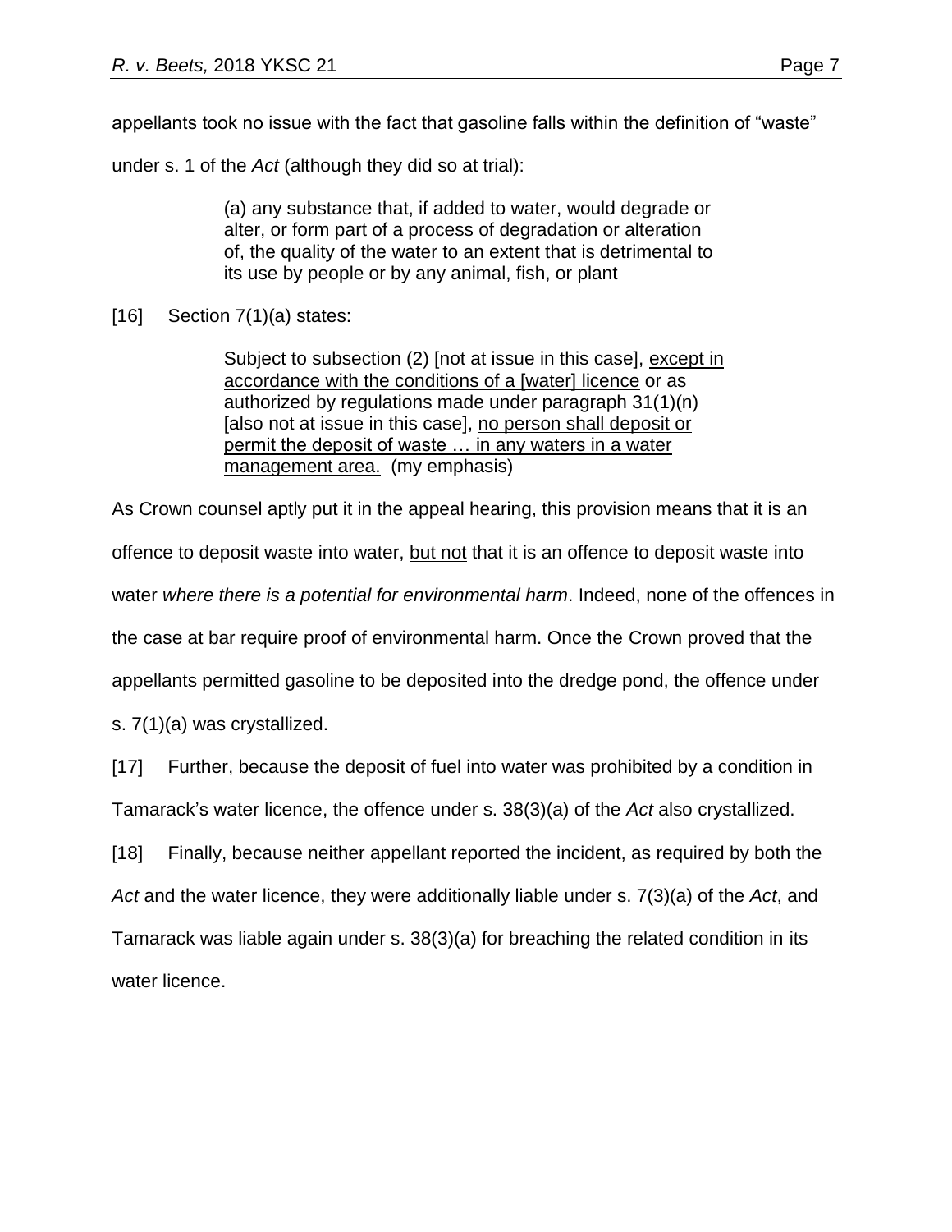appellants took no issue with the fact that gasoline falls within the definition of "waste" under s. 1 of the *Act* (although they did so at trial):

> (a) any substance that, if added to water, would degrade or alter, or form part of a process of degradation or alteration of, the quality of the water to an extent that is detrimental to its use by people or by any animal, fish, or plant

[16] Section 7(1)(a) states:

> Subject to subsection (2) [not at issue in this case], <u>except in accordance with the conditions of a [water] licence</u> or as authorized by regulations made under paragraph 31(1)(n) [also not at issue in this case], <u>no person shall deposit or permit the deposit of waste … in any waters in a water management area.</u> (my emphasis)

As Crown counsel aptly put it in the appeal hearing, this provision means that it is an offence to deposit waste into water, <u>but not</u> that it is an offence to deposit waste into water *where there is a potential for environmental harm*. Indeed, none of the offences in the case at bar require proof of environmental harm. Once the Crown proved that the appellants permitted gasoline to be deposited into the dredge pond, the offence under s. 7(1)(a) was crystallized.

[17] Further, because the deposit of fuel into water was prohibited by a condition in Tamarack's water licence, the offence under s. 38(3)(a) of the *Act* also crystallized.

[18] Finally, because neither appellant reported the incident, as required by both the *Act* and the water licence, they were additionally liable under s. 7(3)(a) of the *Act*, and Tamarack was liable again under s. 38(3)(a) for breaching the related condition in its water licence.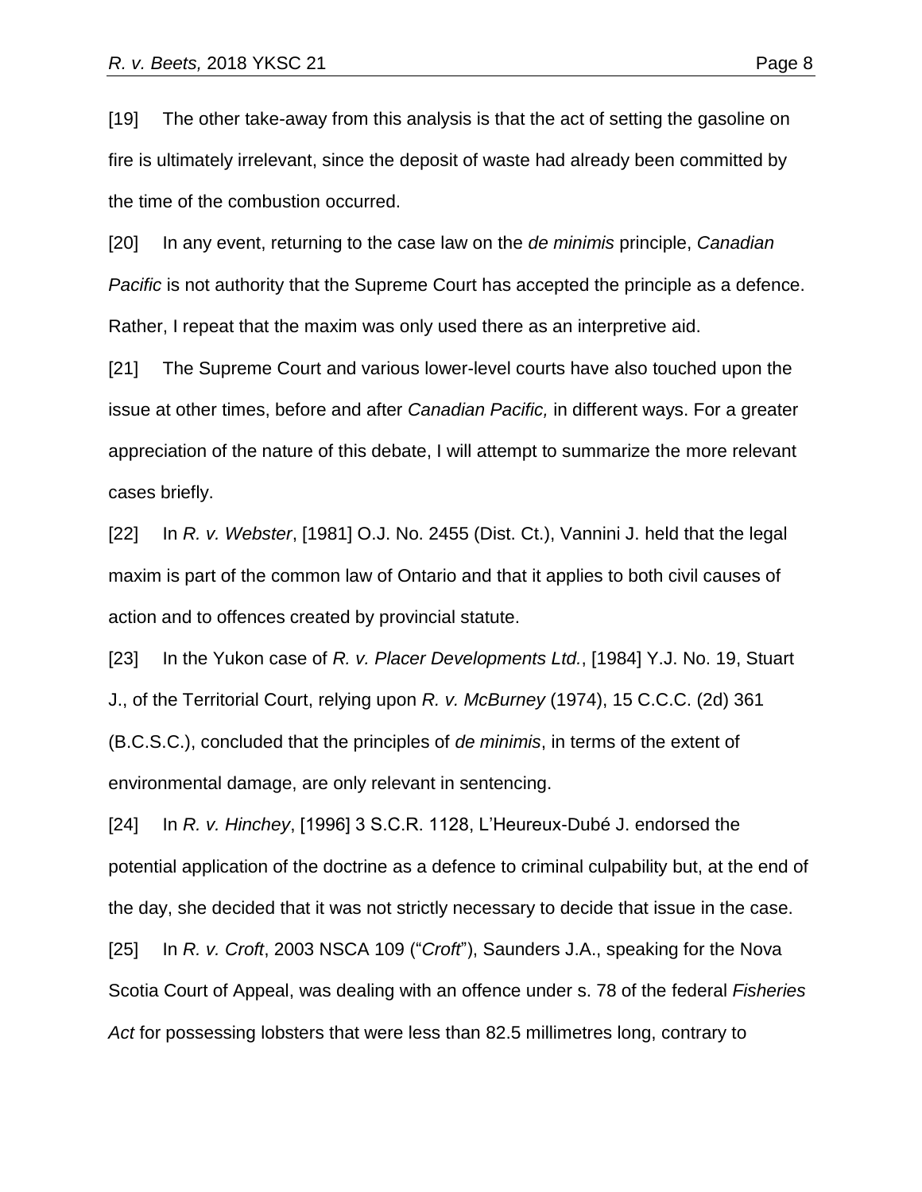[19] The other take-away from this analysis is that the act of setting the gasoline on fire is ultimately irrelevant, since the deposit of waste had already been committed by the time of the combustion occurred.

[20] In any event, returning to the case law on the *de minimis* principle, *Canadian Pacific* is not authority that the Supreme Court has accepted the principle as a defence. Rather, I repeat that the maxim was only used there as an interpretive aid.

[21] The Supreme Court and various lower-level courts have also touched upon the issue at other times, before and after *Canadian Pacific,* in different ways. For a greater appreciation of the nature of this debate, I will attempt to summarize the more relevant cases briefly.

[22] In *R. v. Webster*, [1981] O.J. No. 2455 (Dist. Ct.), Vannini J. held that the legal maxim is part of the common law of Ontario and that it applies to both civil causes of action and to offences created by provincial statute.

[23] In the Yukon case of *R. v. Placer Developments Ltd.*, [1984] Y.J. No. 19, Stuart J., of the Territorial Court, relying upon *R. v. McBurney* (1974), 15 C.C.C. (2d) 361 (B.C.S.C.), concluded that the principles of *de minimis*, in terms of the extent of environmental damage, are only relevant in sentencing.

[24] In *R. v. Hinchey*, [1996] 3 S.C.R. 1128, L'Heureux-Dubé J. endorsed the potential application of the doctrine as a defence to criminal culpability but, at the end of the day, she decided that it was not strictly necessary to decide that issue in the case.

[25] In *R. v. Croft*, 2003 NSCA 109 ("*Croft*"), Saunders J.A., speaking for the Nova Scotia Court of Appeal, was dealing with an offence under s. 78 of the federal *Fisheries Act* for possessing lobsters that were less than 82.5 millimetres long, contrary to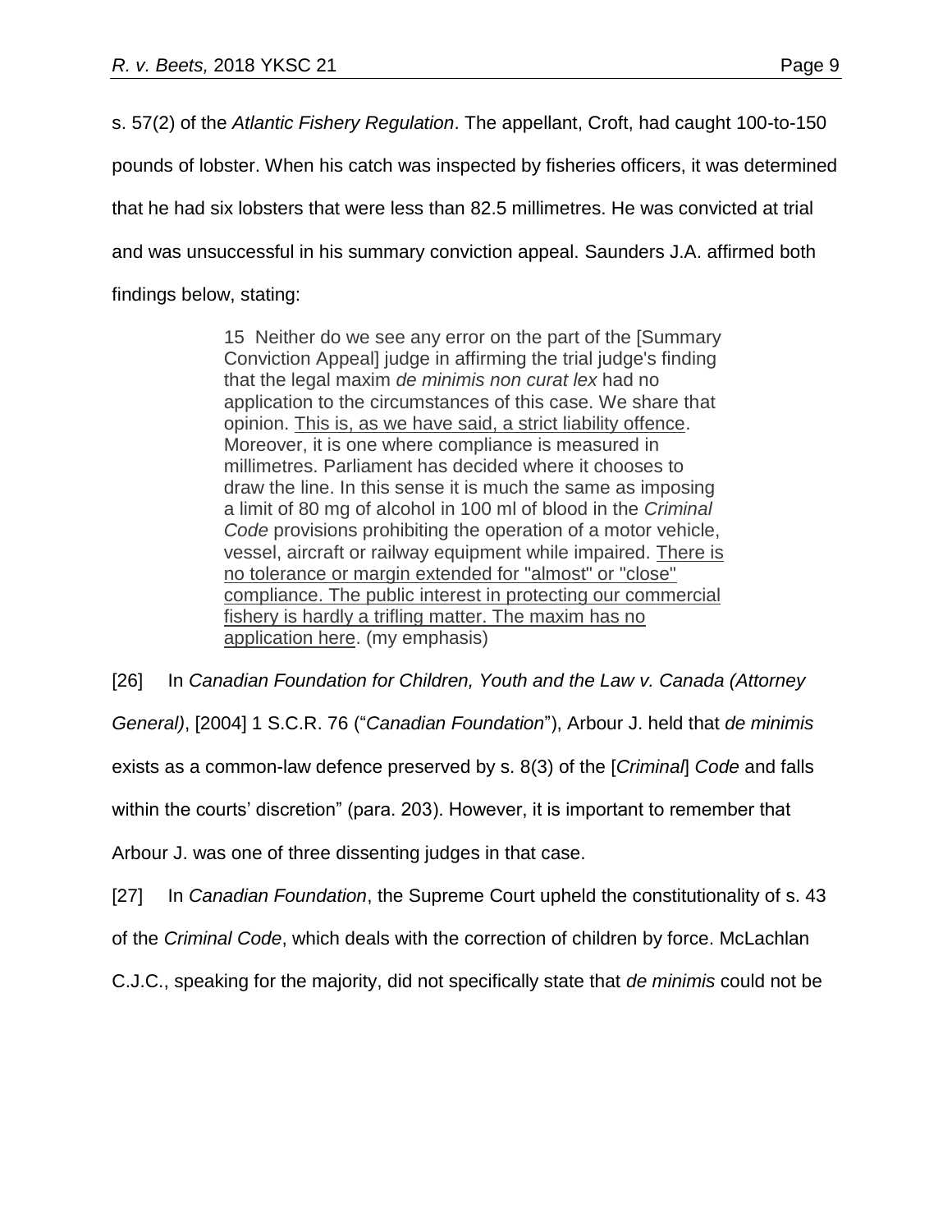s. 57(2) of the *Atlantic Fishery Regulation*. The appellant, Croft, had caught 100-to-150 pounds of lobster. When his catch was inspected by fisheries officers, it was determined that he had six lobsters that were less than 82.5 millimetres. He was convicted at trial and was unsuccessful in his summary conviction appeal. Saunders J.A. affirmed both findings below, stating:

> 15 Neither do we see any error on the part of the [Summary Conviction Appeal] judge in affirming the trial judge's finding that the legal maxim *de minimis non curat lex* had no application to the circumstances of this case. We share that opinion. <u>This is, as we have said, a strict liability offence</u>. Moreover, it is one where compliance is measured in millimetres. Parliament has decided where it chooses to draw the line. In this sense it is much the same as imposing a limit of 80 mg of alcohol in 100 ml of blood in the *Criminal Code* provisions prohibiting the operation of a motor vehicle, vessel, aircraft or railway equipment while impaired. <u>There is no tolerance or margin extended for "almost" or "close" compliance. The public interest in protecting our commercial fishery is hardly a trifling matter. The maxim has no application here</u>. (my emphasis)

[26] In *Canadian Foundation for Children, Youth and the Law v. Canada (Attorney General)*, [2004] 1 S.C.R. 76 ("*Canadian Foundation*"), Arbour J. held that *de minimis* exists as a common-law defence preserved by s. 8(3) of the [*Criminal*] *Code* and falls within the courts' discretion" (para. 203). However, it is important to remember that Arbour J. was one of three dissenting judges in that case.

[27] In *Canadian Foundation*, the Supreme Court upheld the constitutionality of s. 43 of the *Criminal Code*, which deals with the correction of children by force. McLachlan C.J.C., speaking for the majority, did not specifically state that *de minimis* could not be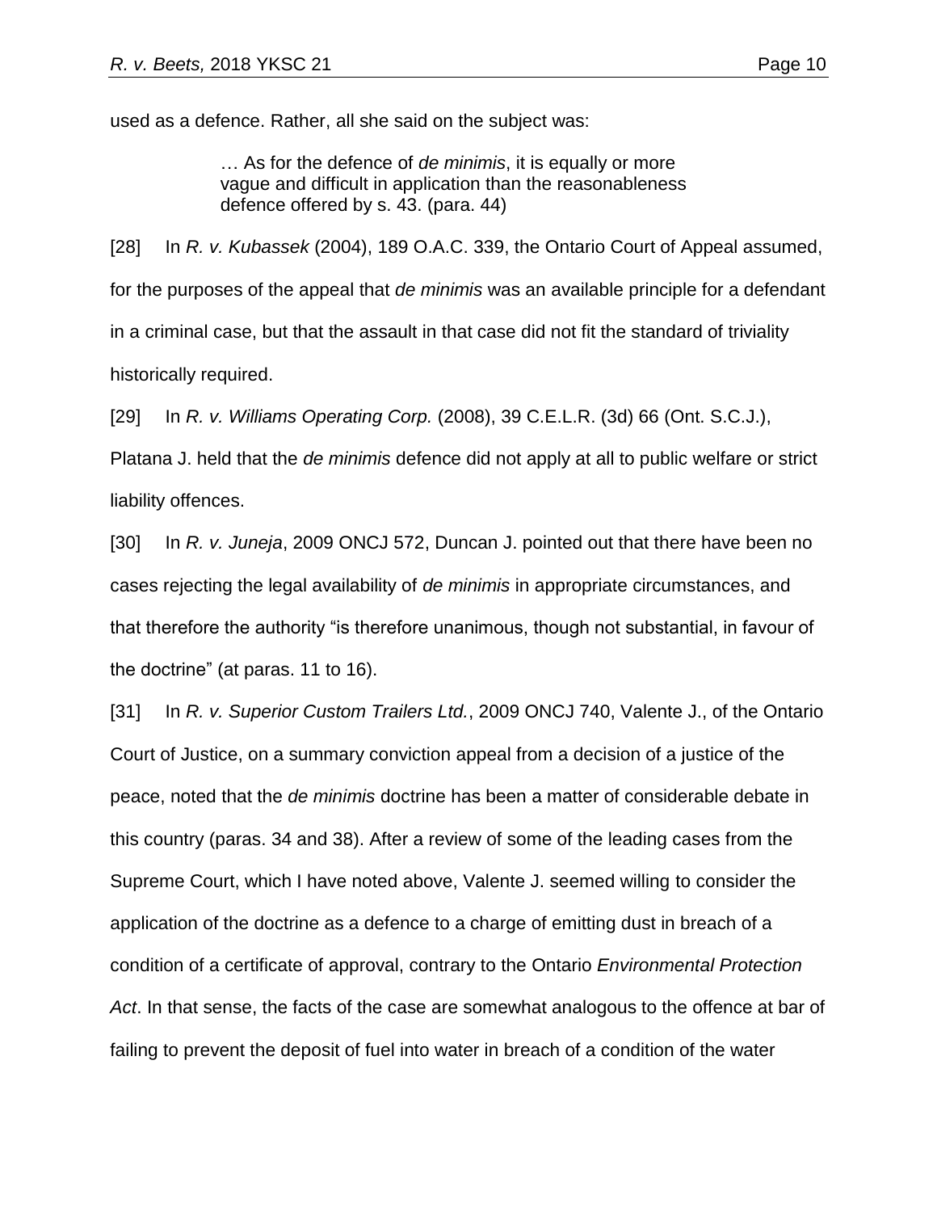used as a defence. Rather, all she said on the subject was:

> … As for the defence of *de minimis*, it is equally or more vague and difficult in application than the reasonableness defence offered by s. 43. (para. 44)

[28] In *R. v. Kubassek* (2004), 189 O.A.C. 339, the Ontario Court of Appeal assumed, for the purposes of the appeal that *de minimis* was an available principle for a defendant in a criminal case, but that the assault in that case did not fit the standard of triviality historically required.

[29] In *R. v. Williams Operating Corp.* (2008), 39 C.E.L.R. (3d) 66 (Ont. S.C.J.), Platana J. held that the *de minimis* defence did not apply at all to public welfare or strict liability offences.

[30] In *R. v. Juneja*, 2009 ONCJ 572, Duncan J. pointed out that there have been no cases rejecting the legal availability of *de minimis* in appropriate circumstances, and that therefore the authority "is therefore unanimous, though not substantial, in favour of the doctrine" (at paras. 11 to 16).

[31] In *R. v. Superior Custom Trailers Ltd.*, 2009 ONCJ 740, Valente J., of the Ontario Court of Justice, on a summary conviction appeal from a decision of a justice of the peace, noted that the *de minimis* doctrine has been a matter of considerable debate in this country (paras. 34 and 38). After a review of some of the leading cases from the Supreme Court, which I have noted above, Valente J. seemed willing to consider the application of the doctrine as a defence to a charge of emitting dust in breach of a condition of a certificate of approval, contrary to the Ontario *Environmental Protection Act*. In that sense, the facts of the case are somewhat analogous to the offence at bar of failing to prevent the deposit of fuel into water in breach of a condition of the water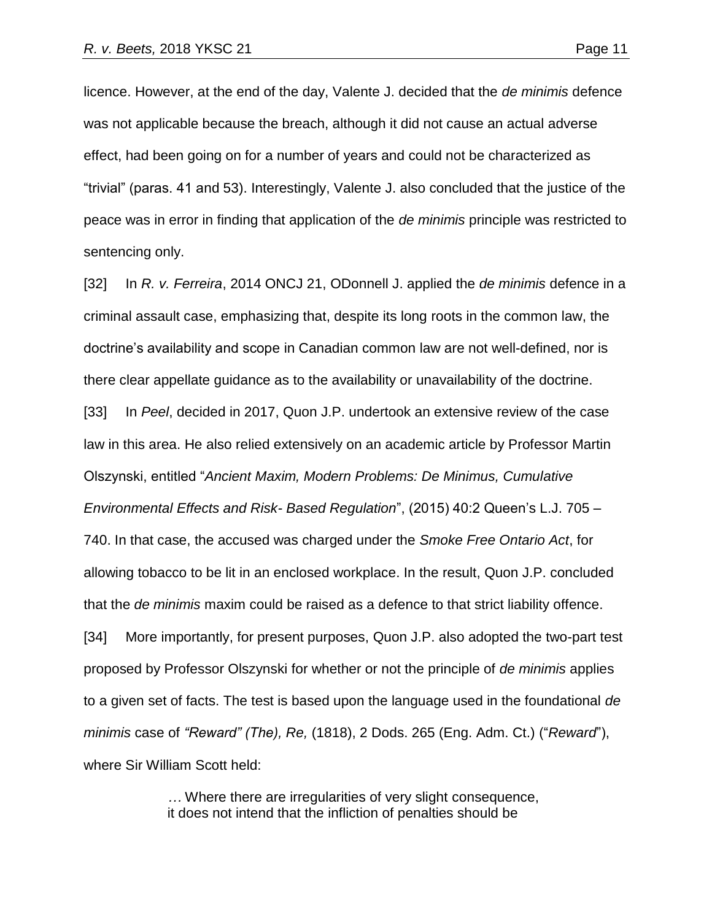licence. However, at the end of the day, Valente J. decided that the *de minimis* defence was not applicable because the breach, although it did not cause an actual adverse effect, had been going on for a number of years and could not be characterized as "trivial" (paras. 41 and 53). Interestingly, Valente J. also concluded that the justice of the peace was in error in finding that application of the *de minimis* principle was restricted to sentencing only.

[32] In *R. v. Ferreira*, 2014 ONCJ 21, ODonnell J. applied the *de minimis* defence in a criminal assault case, emphasizing that, despite its long roots in the common law, the doctrine's availability and scope in Canadian common law are not well-defined, nor is there clear appellate guidance as to the availability or unavailability of the doctrine.

[33] In *Peel*, decided in 2017, Quon J.P. undertook an extensive review of the case law in this area. He also relied extensively on an academic article by Professor Martin Olszynski, entitled "*Ancient Maxim, Modern Problems: De Minimus, Cumulative Environmental Effects and Risk- Based Regulation*", (2015) 40:2 Queen's L.J. 705 – 740. In that case, the accused was charged under the *Smoke Free Ontario Act*, for allowing tobacco to be lit in an enclosed workplace. In the result, Quon J.P. concluded that the *de minimis* maxim could be raised as a defence to that strict liability offence.

[34] More importantly, for present purposes, Quon J.P. also adopted the two-part test proposed by Professor Olszynski for whether or not the principle of *de minimis* applies to a given set of facts. The test is based upon the language used in the foundational *de minimis* case of *"Reward" (The), Re,* (1818), 2 Dods. 265 (Eng. Adm. Ct.) ("*Reward*"), where Sir William Scott held:

> … Where there are irregularities of very slight consequence, it does not intend that the infliction of penalties should be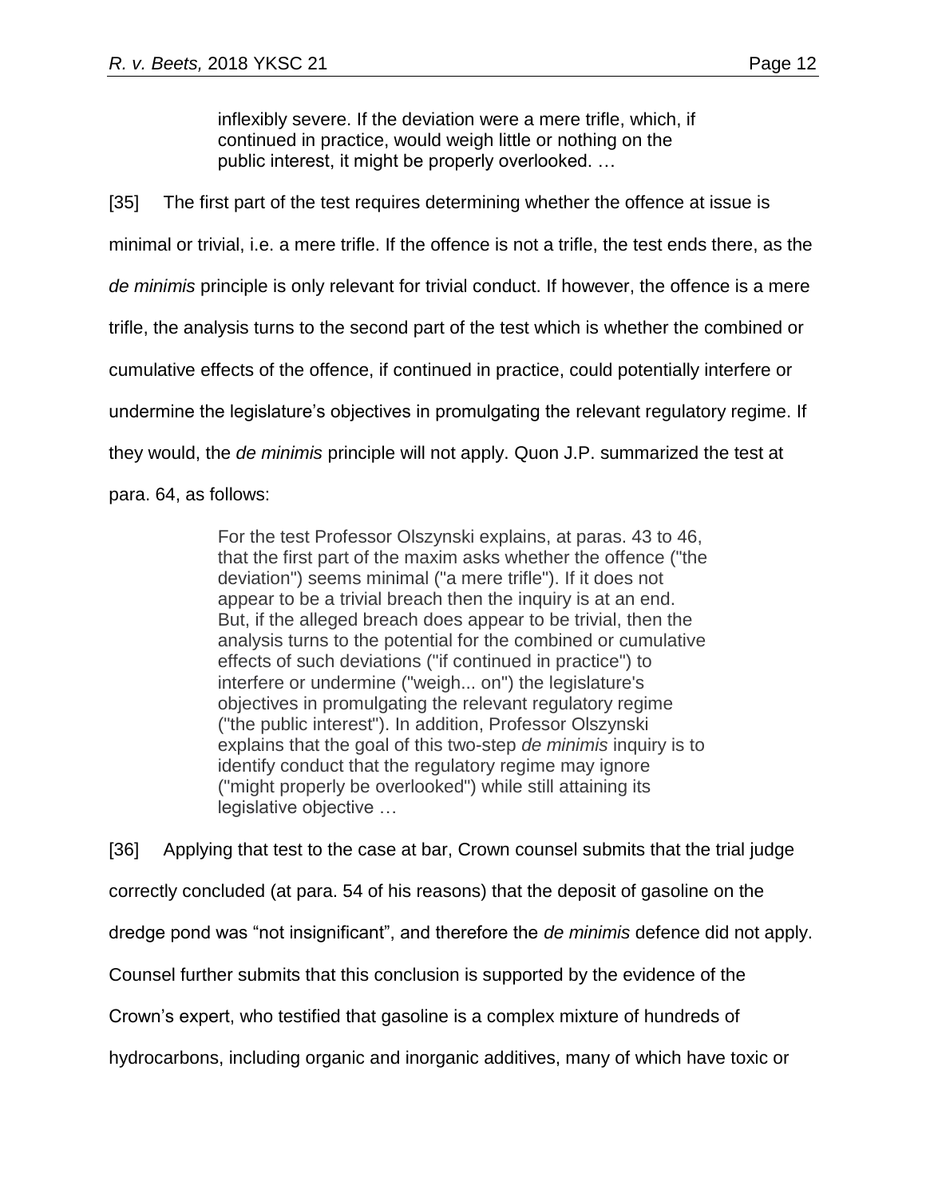> inflexibly severe. If the deviation were a mere trifle, which, if continued in practice, would weigh little or nothing on the public interest, it might be properly overlooked. …

[35] The first part of the test requires determining whether the offence at issue is minimal or trivial, i.e. a mere trifle. If the offence is not a trifle, the test ends there, as the *de minimis* principle is only relevant for trivial conduct. If however, the offence is a mere trifle, the analysis turns to the second part of the test which is whether the combined or cumulative effects of the offence, if continued in practice, could potentially interfere or undermine the legislature's objectives in promulgating the relevant regulatory regime. If they would, the *de minimis* principle will not apply. Quon J.P. summarized the test at para. 64, as follows:

> For the test Professor Olszynski explains, at paras. 43 to 46, that the first part of the maxim asks whether the offence ("the deviation") seems minimal ("a mere trifle"). If it does not appear to be a trivial breach then the inquiry is at an end. But, if the alleged breach does appear to be trivial, then the analysis turns to the potential for the combined or cumulative effects of such deviations ("if continued in practice") to interfere or undermine ("weigh... on") the legislature's objectives in promulgating the relevant regulatory regime ("the public interest"). In addition, Professor Olszynski explains that the goal of this two-step *de minimis* inquiry is to identify conduct that the regulatory regime may ignore ("might properly be overlooked") while still attaining its legislative objective …

[36] Applying that test to the case at bar, Crown counsel submits that the trial judge correctly concluded (at para. 54 of his reasons) that the deposit of gasoline on the dredge pond was "not insignificant", and therefore the *de minimis* defence did not apply. Counsel further submits that this conclusion is supported by the evidence of the Crown's expert, who testified that gasoline is a complex mixture of hundreds of hydrocarbons, including organic and inorganic additives, many of which have toxic or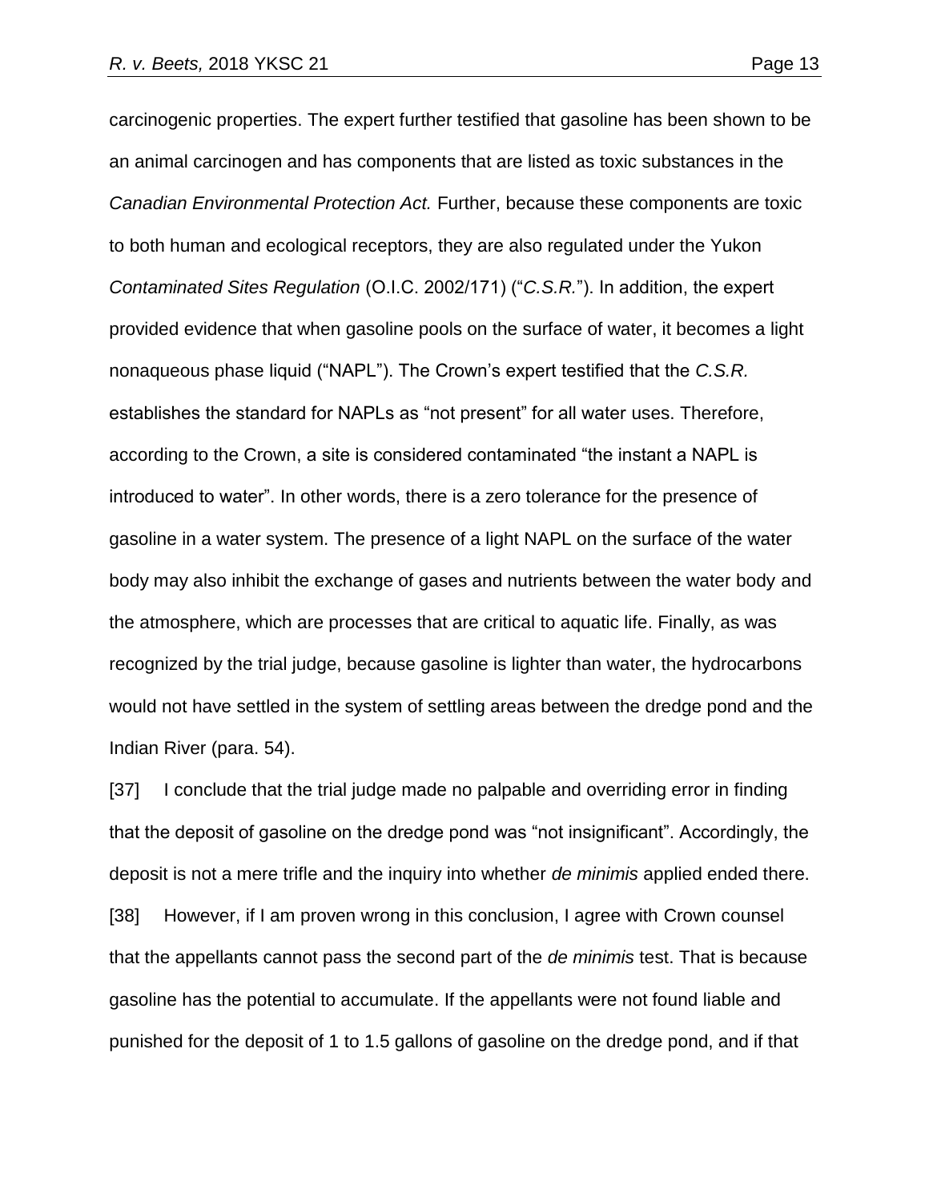carcinogenic properties. The expert further testified that gasoline has been shown to be an animal carcinogen and has components that are listed as toxic substances in the *Canadian Environmental Protection Act.* Further, because these components are toxic to both human and ecological receptors, they are also regulated under the Yukon *Contaminated Sites Regulation* (O.I.C. 2002/171) ("*C.S.R.*"). In addition, the expert provided evidence that when gasoline pools on the surface of water, it becomes a light nonaqueous phase liquid ("NAPL"). The Crown's expert testified that the *C.S.R.* establishes the standard for NAPLs as "not present" for all water uses. Therefore, according to the Crown, a site is considered contaminated "the instant a NAPL is introduced to water". In other words, there is a zero tolerance for the presence of gasoline in a water system. The presence of a light NAPL on the surface of the water body may also inhibit the exchange of gases and nutrients between the water body and the atmosphere, which are processes that are critical to aquatic life. Finally, as was recognized by the trial judge, because gasoline is lighter than water, the hydrocarbons would not have settled in the system of settling areas between the dredge pond and the Indian River (para. 54).

[37] I conclude that the trial judge made no palpable and overriding error in finding that the deposit of gasoline on the dredge pond was "not insignificant". Accordingly, the deposit is not a mere trifle and the inquiry into whether *de minimis* applied ended there.

[38] However, if I am proven wrong in this conclusion, I agree with Crown counsel that the appellants cannot pass the second part of the *de minimis* test. That is because gasoline has the potential to accumulate. If the appellants were not found liable and punished for the deposit of 1 to 1.5 gallons of gasoline on the dredge pond, and if that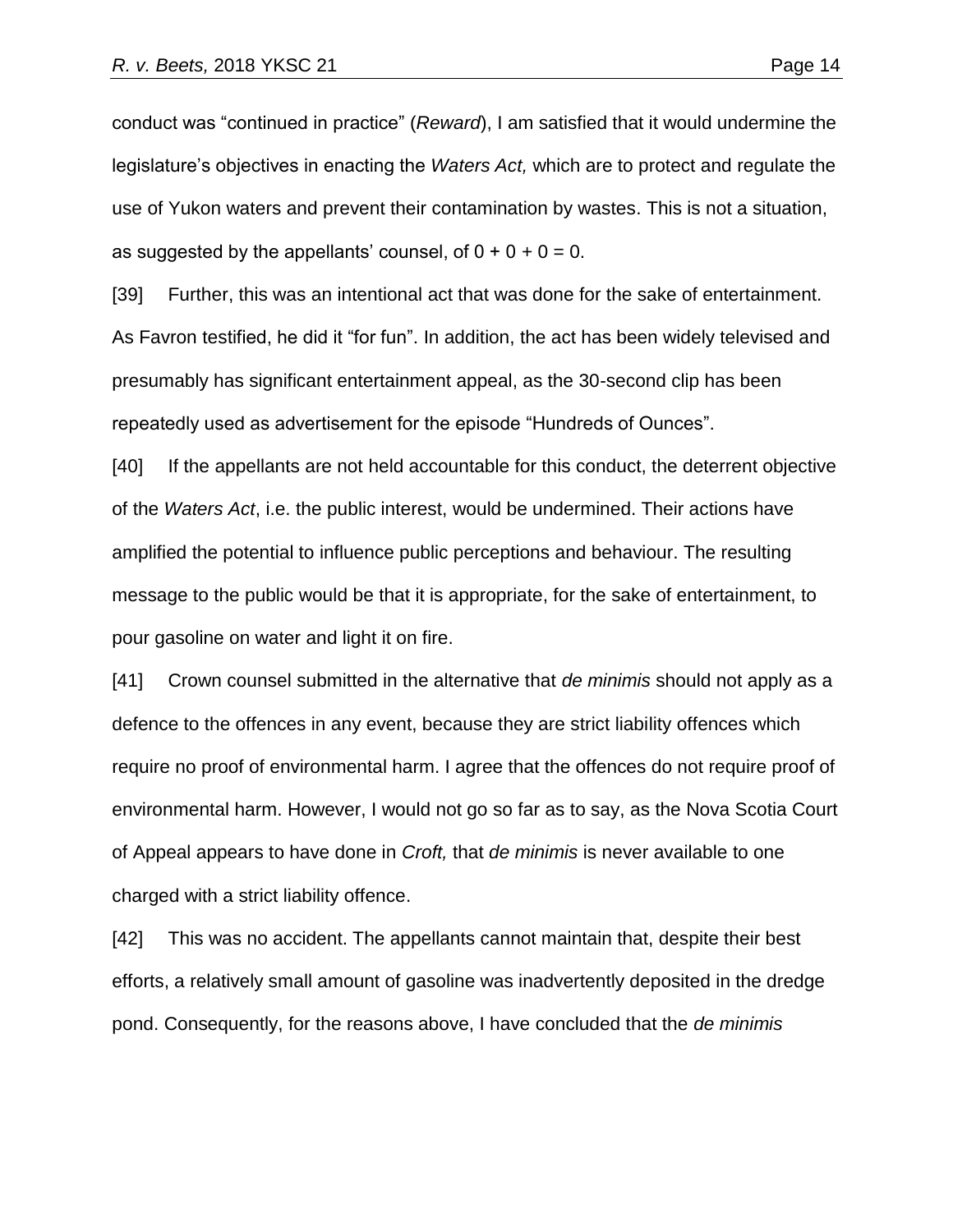conduct was "continued in practice" (*Reward*), I am satisfied that it would undermine the legislature's objectives in enacting the *Waters Act,* which are to protect and regulate the use of Yukon waters and prevent their contamination by wastes. This is not a situation, as suggested by the appellants' counsel, of 0 + 0 + 0 = 0.

[39] Further, this was an intentional act that was done for the sake of entertainment. As Favron testified, he did it "for fun". In addition, the act has been widely televised and presumably has significant entertainment appeal, as the 30-second clip has been repeatedly used as advertisement for the episode "Hundreds of Ounces".

[40] If the appellants are not held accountable for this conduct, the deterrent objective of the *Waters Act*, i.e. the public interest, would be undermined. Their actions have amplified the potential to influence public perceptions and behaviour. The resulting message to the public would be that it is appropriate, for the sake of entertainment, to pour gasoline on water and light it on fire.

[41] Crown counsel submitted in the alternative that *de minimis* should not apply as a defence to the offences in any event, because they are strict liability offences which require no proof of environmental harm. I agree that the offences do not require proof of environmental harm. However, I would not go so far as to say, as the Nova Scotia Court of Appeal appears to have done in *Croft,* that *de minimis* is never available to one charged with a strict liability offence.

[42] This was no accident. The appellants cannot maintain that, despite their best efforts, a relatively small amount of gasoline was inadvertently deposited in the dredge pond. Consequently, for the reasons above, I have concluded that the *de minimis*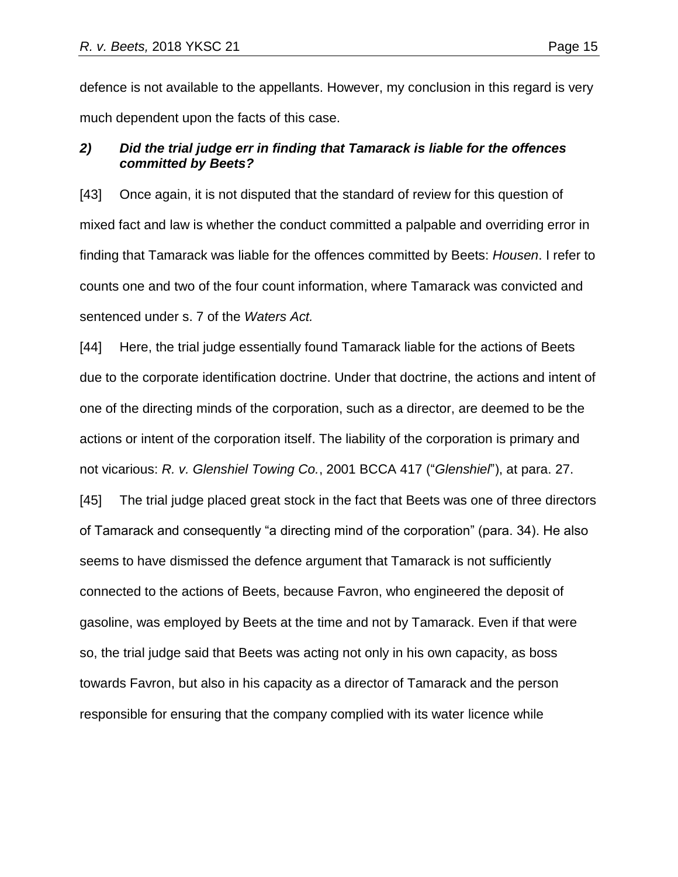defence is not available to the appellants. However, my conclusion in this regard is very much dependent upon the facts of this case.

### ***2) Did the trial judge err in finding that Tamarack is liable for the offences committed by Beets?***

[43] Once again, it is not disputed that the standard of review for this question of mixed fact and law is whether the conduct committed a palpable and overriding error in finding that Tamarack was liable for the offences committed by Beets: *Housen*. I refer to counts one and two of the four count information, where Tamarack was convicted and sentenced under s. 7 of the *Waters Act.*

[44] Here, the trial judge essentially found Tamarack liable for the actions of Beets due to the corporate identification doctrine. Under that doctrine, the actions and intent of one of the directing minds of the corporation, such as a director, are deemed to be the actions or intent of the corporation itself. The liability of the corporation is primary and not vicarious: *R. v. Glenshiel Towing Co.*, 2001 BCCA 417 ("*Glenshiel*"), at para. 27.

[45] The trial judge placed great stock in the fact that Beets was one of three directors of Tamarack and consequently "a directing mind of the corporation" (para. 34). He also seems to have dismissed the defence argument that Tamarack is not sufficiently connected to the actions of Beets, because Favron, who engineered the deposit of gasoline, was employed by Beets at the time and not by Tamarack. Even if that were so, the trial judge said that Beets was acting not only in his own capacity, as boss towards Favron, but also in his capacity as a director of Tamarack and the person responsible for ensuring that the company complied with its water licence while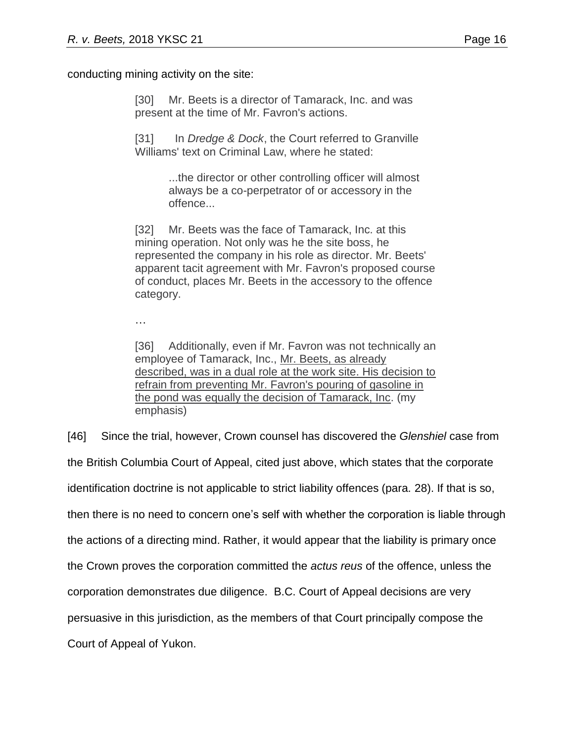conducting mining activity on the site:

> [30] Mr. Beets is a director of Tamarack, Inc. and was present at the time of Mr. Favron's actions.
>
> [31] In *Dredge & Dock*, the Court referred to Granville Williams' text on Criminal Law, where he stated:
>
> > ...the director or other controlling officer will almost always be a co-perpetrator of or accessory in the offence...
>
> [32] Mr. Beets was the face of Tamarack, Inc. at this mining operation. Not only was he the site boss, he represented the company in his role as director. Mr. Beets' apparent tacit agreement with Mr. Favron's proposed course of conduct, places Mr. Beets in the accessory to the offence category.
>
> …
>
> [36] Additionally, even if Mr. Favron was not technically an employee of Tamarack, Inc., <u>Mr. Beets, as already described, was in a dual role at the work site. His decision to refrain from preventing Mr. Favron's pouring of gasoline in the pond was equally the decision of Tamarack, Inc</u>. (my emphasis)

[46] Since the trial, however, Crown counsel has discovered the *Glenshiel* case from the British Columbia Court of Appeal, cited just above, which states that the corporate identification doctrine is not applicable to strict liability offences (para. 28). If that is so, then there is no need to concern one's self with whether the corporation is liable through the actions of a directing mind. Rather, it would appear that the liability is primary once the Crown proves the corporation committed the *actus reus* of the offence, unless the corporation demonstrates due diligence. B.C. Court of Appeal decisions are very persuasive in this jurisdiction, as the members of that Court principally compose the Court of Appeal of Yukon.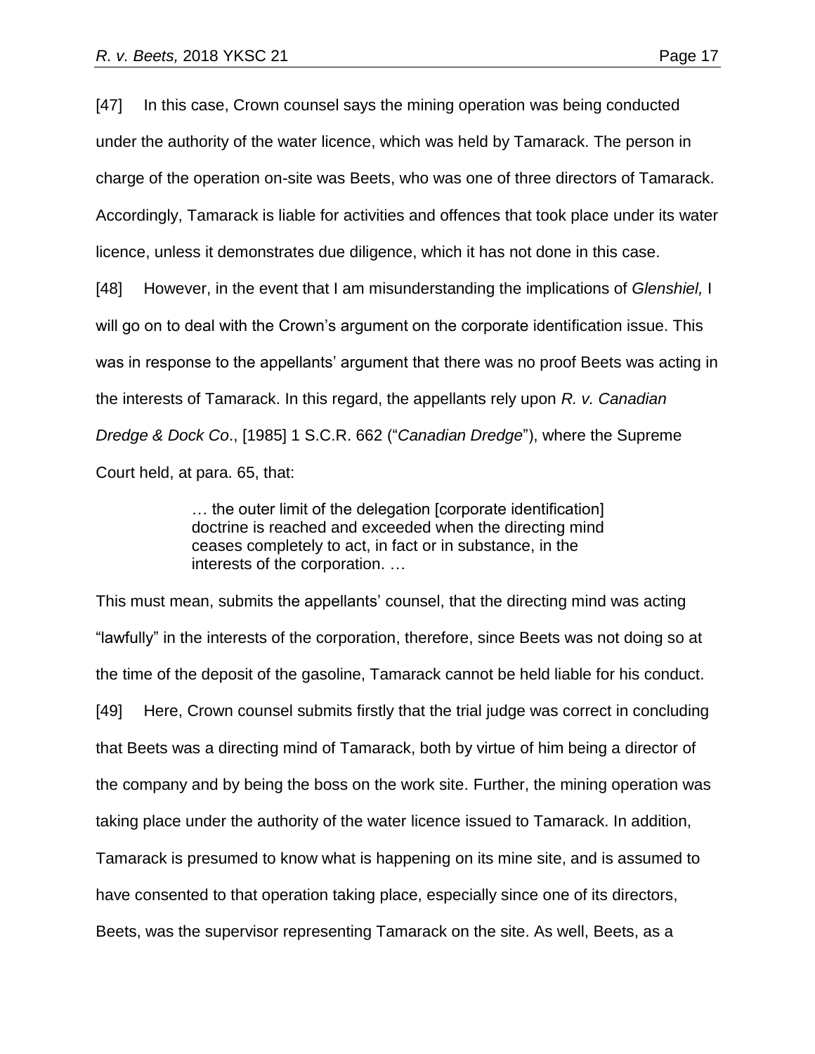[47] In this case, Crown counsel says the mining operation was being conducted under the authority of the water licence, which was held by Tamarack. The person in charge of the operation on-site was Beets, who was one of three directors of Tamarack. Accordingly, Tamarack is liable for activities and offences that took place under its water licence, unless it demonstrates due diligence, which it has not done in this case.

[48] However, in the event that I am misunderstanding the implications of *Glenshiel,* I will go on to deal with the Crown's argument on the corporate identification issue. This was in response to the appellants' argument that there was no proof Beets was acting in the interests of Tamarack. In this regard, the appellants rely upon *R. v. Canadian Dredge & Dock Co*., [1985] 1 S.C.R. 662 ("*Canadian Dredge*"), where the Supreme Court held, at para. 65, that:

> … the outer limit of the delegation [corporate identification] doctrine is reached and exceeded when the directing mind ceases completely to act, in fact or in substance, in the interests of the corporation. …

This must mean, submits the appellants' counsel, that the directing mind was acting "lawfully" in the interests of the corporation, therefore, since Beets was not doing so at the time of the deposit of the gasoline, Tamarack cannot be held liable for his conduct.

[49] Here, Crown counsel submits firstly that the trial judge was correct in concluding that Beets was a directing mind of Tamarack, both by virtue of him being a director of the company and by being the boss on the work site. Further, the mining operation was taking place under the authority of the water licence issued to Tamarack. In addition, Tamarack is presumed to know what is happening on its mine site, and is assumed to have consented to that operation taking place, especially since one of its directors, Beets, was the supervisor representing Tamarack on the site. As well, Beets, as a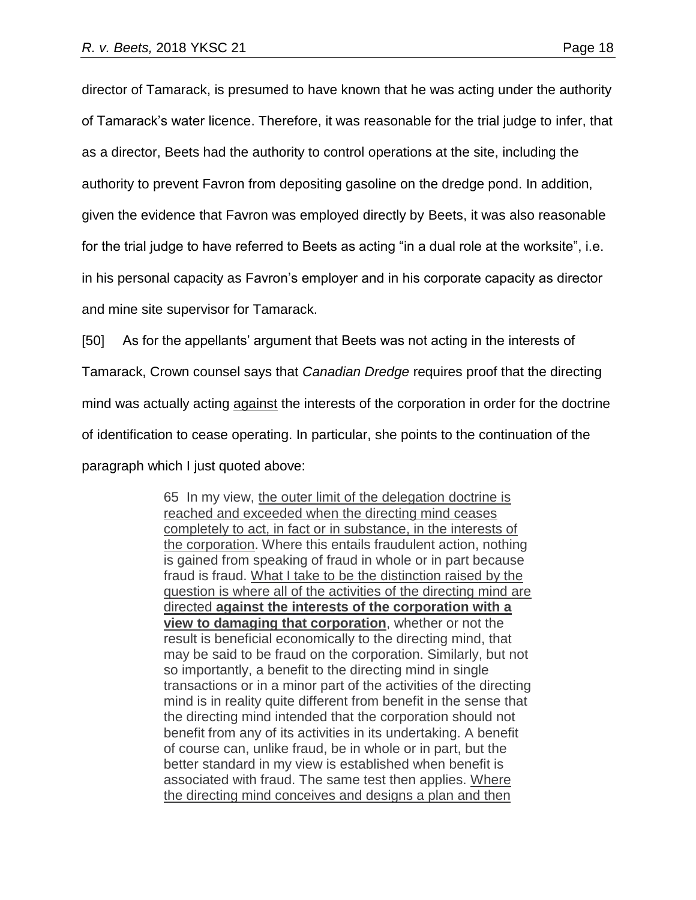director of Tamarack, is presumed to have known that he was acting under the authority of Tamarack's water licence. Therefore, it was reasonable for the trial judge to infer, that as a director, Beets had the authority to control operations at the site, including the authority to prevent Favron from depositing gasoline on the dredge pond. In addition, given the evidence that Favron was employed directly by Beets, it was also reasonable for the trial judge to have referred to Beets as acting "in a dual role at the worksite", i.e. in his personal capacity as Favron's employer and in his corporate capacity as director and mine site supervisor for Tamarack.

[50] As for the appellants' argument that Beets was not acting in the interests of Tamarack, Crown counsel says that *Canadian Dredge* requires proof that the directing mind was actually acting <u>against</u> the interests of the corporation in order for the doctrine of identification to cease operating. In particular, she points to the continuation of the paragraph which I just quoted above:

> 65 In my view, <u>the outer limit of the delegation doctrine is reached and exceeded when the directing mind ceases completely to act, in fact or in substance, in the interests of the corporation</u>. Where this entails fraudulent action, nothing is gained from speaking of fraud in whole or in part because fraud is fraud. <u>What I take to be the distinction raised by the question is where all of the activities of the directing mind are directed</u> <u>**against the interests of the corporation with a view to damaging that corporation**</u>, whether or not the result is beneficial economically to the directing mind, that may be said to be fraud on the corporation. Similarly, but not so importantly, a benefit to the directing mind in single transactions or in a minor part of the activities of the directing mind is in reality quite different from benefit in the sense that the directing mind intended that the corporation should not benefit from any of its activities in its undertaking. A benefit of course can, unlike fraud, be in whole or in part, but the better standard in my view is established when benefit is associated with fraud. The same test then applies. <u>Where the directing mind conceives and designs a plan and then</u>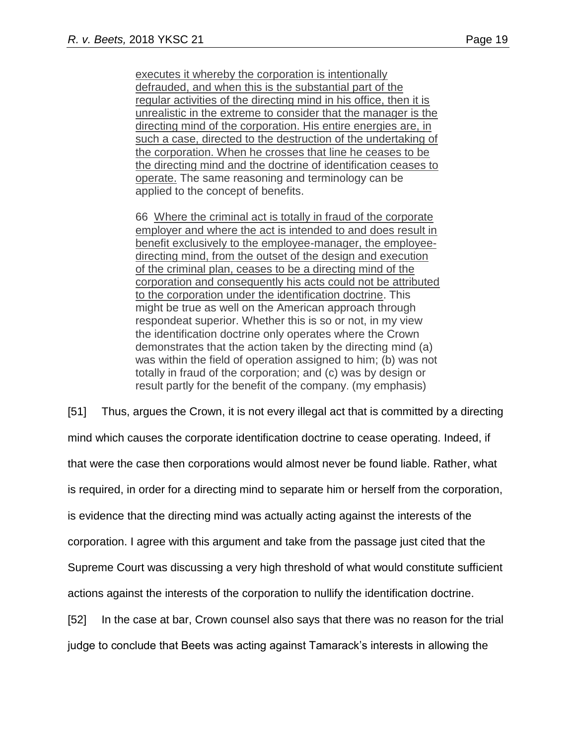> executes it whereby the corporation is intentionally defrauded, and when this is the substantial part of the regular activities of the directing mind in his office, then it is unrealistic in the extreme to consider that the manager is the directing mind of the corporation. His entire energies are, in such a case, directed to the destruction of the undertaking of the corporation. When he crosses that line he ceases to be the directing mind and the doctrine of identification ceases to operate. The same reasoning and terminology can be applied to the concept of benefits.
>
> 66 Where the criminal act is totally in fraud of the corporate employer and where the act is intended to and does result in benefit exclusively to the employee-manager, the employee-directing mind, from the outset of the design and execution of the criminal plan, ceases to be a directing mind of the corporation and consequently his acts could not be attributed to the corporation under the identification doctrine. This might be true as well on the American approach through respondeat superior. Whether this is so or not, in my view the identification doctrine only operates where the Crown demonstrates that the action taken by the directing mind (a) was within the field of operation assigned to him; (b) was not totally in fraud of the corporation; and (c) was by design or result partly for the benefit of the company. (my emphasis)

[51] Thus, argues the Crown, it is not every illegal act that is committed by a directing mind which causes the corporate identification doctrine to cease operating. Indeed, if that were the case then corporations would almost never be found liable. Rather, what is required, in order for a directing mind to separate him or herself from the corporation, is evidence that the directing mind was actually acting against the interests of the corporation. I agree with this argument and take from the passage just cited that the Supreme Court was discussing a very high threshold of what would constitute sufficient actions against the interests of the corporation to nullify the identification doctrine.

[52] In the case at bar, Crown counsel also says that there was no reason for the trial judge to conclude that Beets was acting against Tamarack's interests in allowing the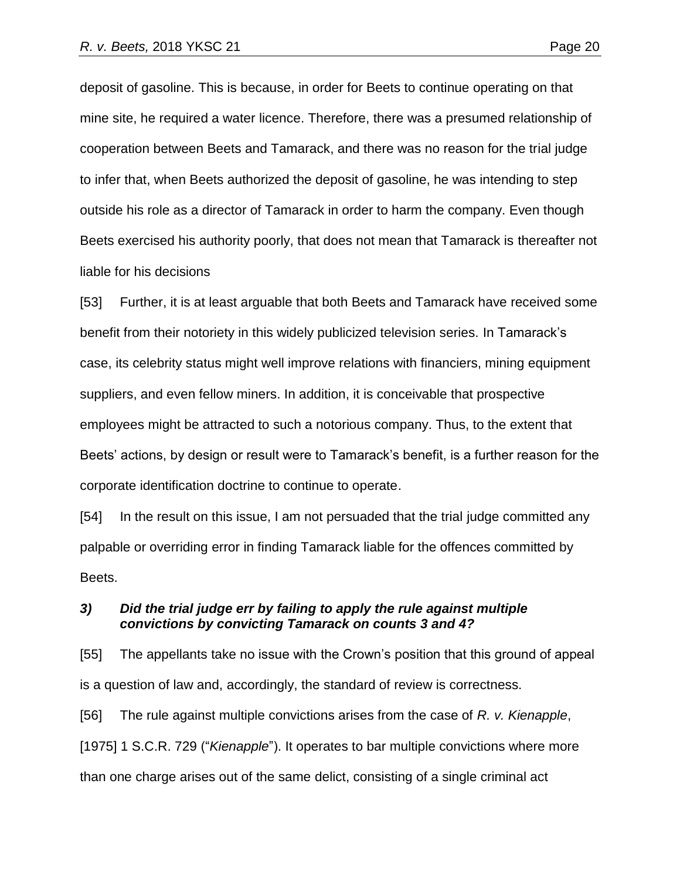deposit of gasoline. This is because, in order for Beets to continue operating on that mine site, he required a water licence. Therefore, there was a presumed relationship of cooperation between Beets and Tamarack, and there was no reason for the trial judge to infer that, when Beets authorized the deposit of gasoline, he was intending to step outside his role as a director of Tamarack in order to harm the company. Even though Beets exercised his authority poorly, that does not mean that Tamarack is thereafter not liable for his decisions

[53] Further, it is at least arguable that both Beets and Tamarack have received some benefit from their notoriety in this widely publicized television series. In Tamarack's case, its celebrity status might well improve relations with financiers, mining equipment suppliers, and even fellow miners. In addition, it is conceivable that prospective employees might be attracted to such a notorious company. Thus, to the extent that Beets' actions, by design or result were to Tamarack's benefit, is a further reason for the corporate identification doctrine to continue to operate.

[54] In the result on this issue, I am not persuaded that the trial judge committed any palpable or overriding error in finding Tamarack liable for the offences committed by Beets.

### *3) Did the trial judge err by failing to apply the rule against multiple convictions by convicting Tamarack on counts 3 and 4?*

[55] The appellants take no issue with the Crown's position that this ground of appeal is a question of law and, accordingly, the standard of review is correctness.

[56] The rule against multiple convictions arises from the case of *R. v. Kienapple*, [1975] 1 S.C.R. 729 ("*Kienapple*"). It operates to bar multiple convictions where more than one charge arises out of the same delict, consisting of a single criminal act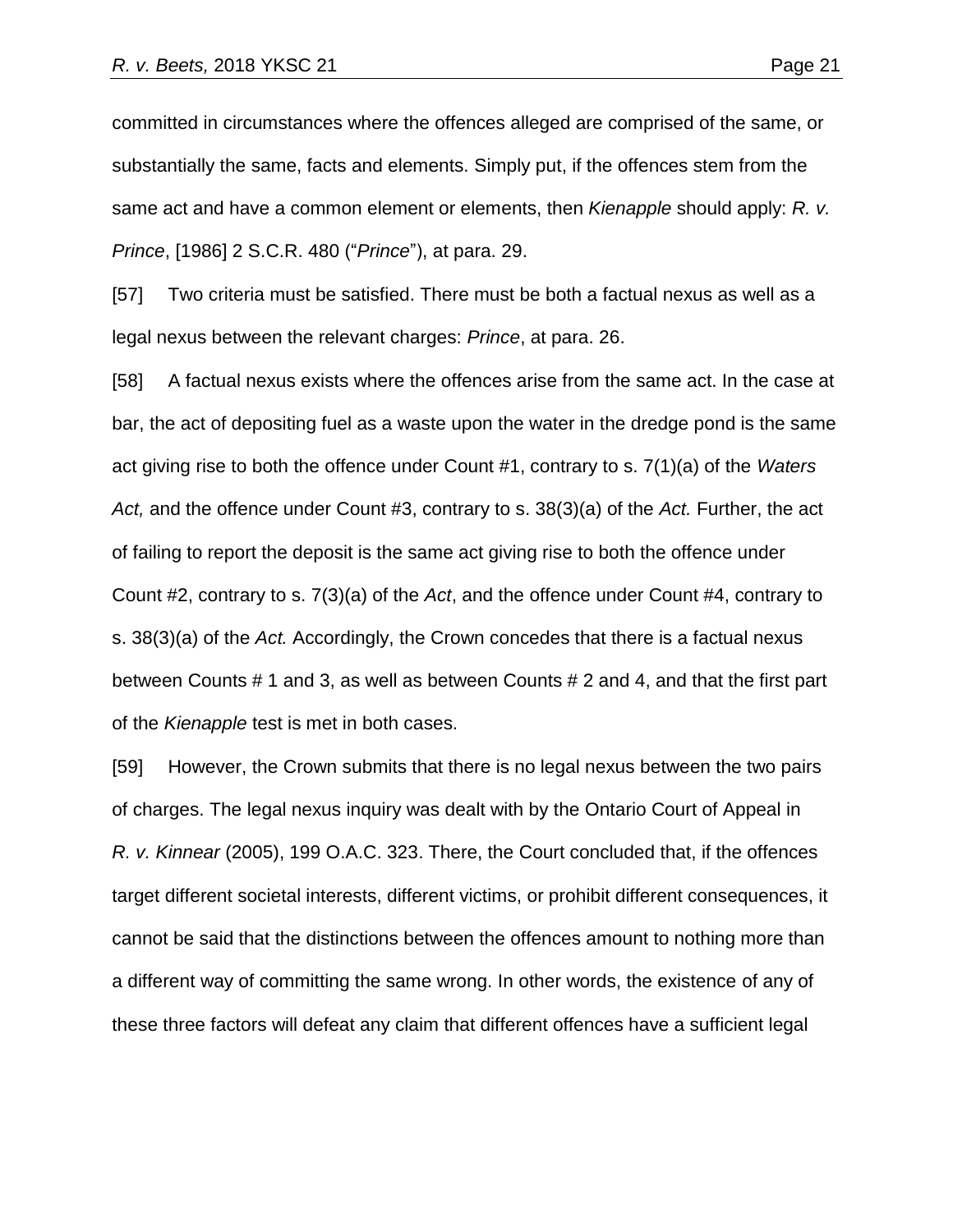committed in circumstances where the offences alleged are comprised of the same, or substantially the same, facts and elements. Simply put, if the offences stem from the same act and have a common element or elements, then *Kienapple* should apply: *R. v. Prince*, [1986] 2 S.C.R. 480 ("*Prince*"), at para. 29.

[57] Two criteria must be satisfied. There must be both a factual nexus as well as a legal nexus between the relevant charges: *Prince*, at para. 26.

[58] A factual nexus exists where the offences arise from the same act. In the case at bar, the act of depositing fuel as a waste upon the water in the dredge pond is the same act giving rise to both the offence under Count #1, contrary to s. 7(1)(a) of the *Waters Act,* and the offence under Count #3, contrary to s. 38(3)(a) of the *Act.* Further, the act of failing to report the deposit is the same act giving rise to both the offence under Count #2, contrary to s. 7(3)(a) of the *Act*, and the offence under Count #4, contrary to s. 38(3)(a) of the *Act.* Accordingly, the Crown concedes that there is a factual nexus between Counts # 1 and 3, as well as between Counts # 2 and 4, and that the first part of the *Kienapple* test is met in both cases.

[59] However, the Crown submits that there is no legal nexus between the two pairs of charges. The legal nexus inquiry was dealt with by the Ontario Court of Appeal in *R. v. Kinnear* (2005), 199 O.A.C. 323. There, the Court concluded that, if the offences target different societal interests, different victims, or prohibit different consequences, it cannot be said that the distinctions between the offences amount to nothing more than a different way of committing the same wrong. In other words, the existence of any of these three factors will defeat any claim that different offences have a sufficient legal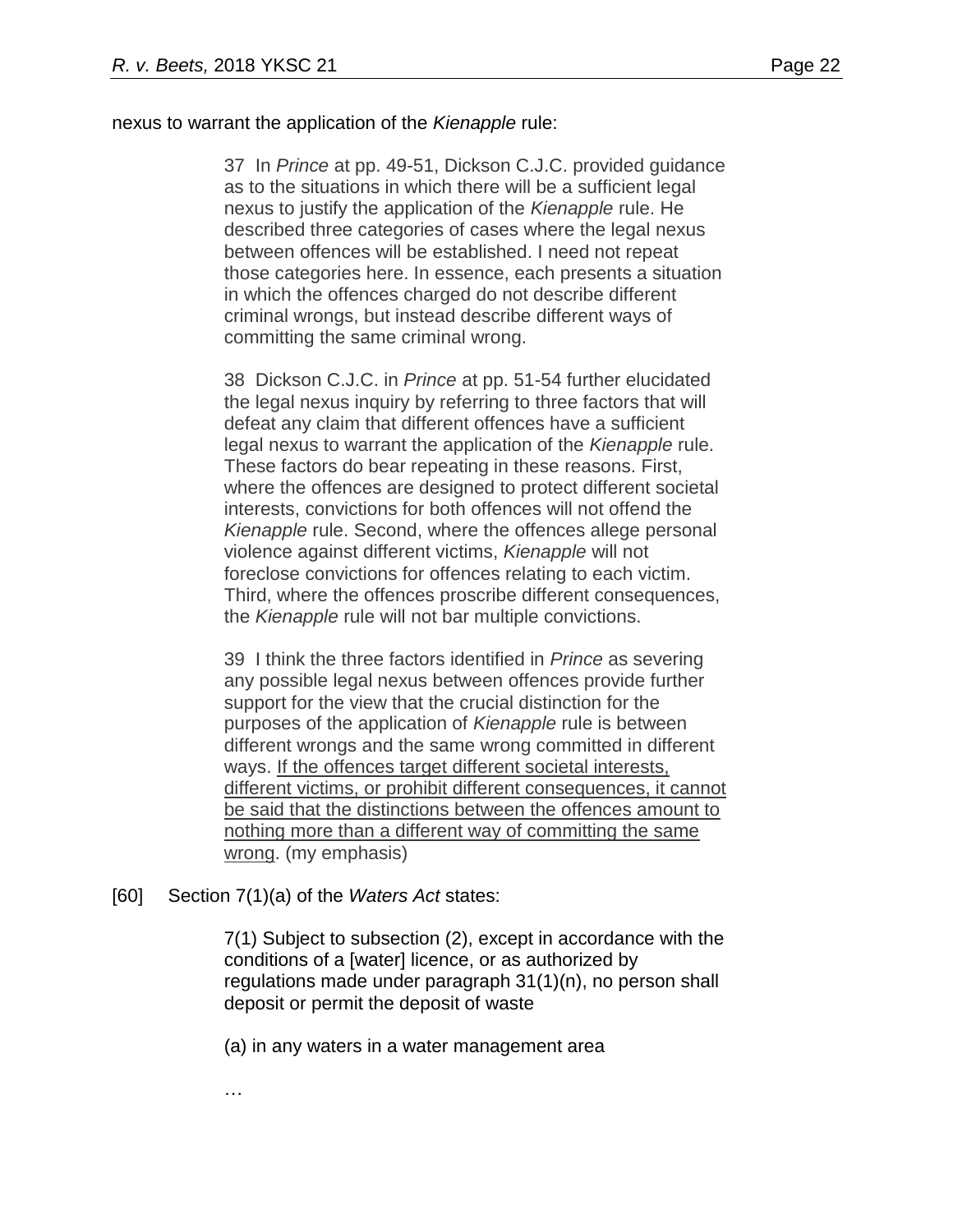nexus to warrant the application of the *Kienapple* rule:

> 37 In *Prince* at pp. 49-51, Dickson C.J.C. provided guidance as to the situations in which there will be a sufficient legal nexus to justify the application of the *Kienapple* rule. He described three categories of cases where the legal nexus between offences will be established. I need not repeat those categories here. In essence, each presents a situation in which the offences charged do not describe different criminal wrongs, but instead describe different ways of committing the same criminal wrong.
>
> 38 Dickson C.J.C. in *Prince* at pp. 51-54 further elucidated the legal nexus inquiry by referring to three factors that will defeat any claim that different offences have a sufficient legal nexus to warrant the application of the *Kienapple* rule. These factors do bear repeating in these reasons. First, where the offences are designed to protect different societal interests, convictions for both offences will not offend the *Kienapple* rule. Second, where the offences allege personal violence against different victims, *Kienapple* will not foreclose convictions for offences relating to each victim. Third, where the offences proscribe different consequences, the *Kienapple* rule will not bar multiple convictions.
>
> 39 I think the three factors identified in *Prince* as severing any possible legal nexus between offences provide further support for the view that the crucial distinction for the purposes of the application of *Kienapple* rule is between different wrongs and the same wrong committed in different ways. <u>If the offences target different societal interests, different victims, or prohibit different consequences, it cannot be said that the distinctions between the offences amount to nothing more than a different way of committing the same wrong</u>. (my emphasis)

[60] Section 7(1)(a) of the *Waters Act* states:

> 7(1) Subject to subsection (2), except in accordance with the conditions of a [water] licence, or as authorized by regulations made under paragraph 31(1)(n), no person shall deposit or permit the deposit of waste
>
> (a) in any waters in a water management area
>
> …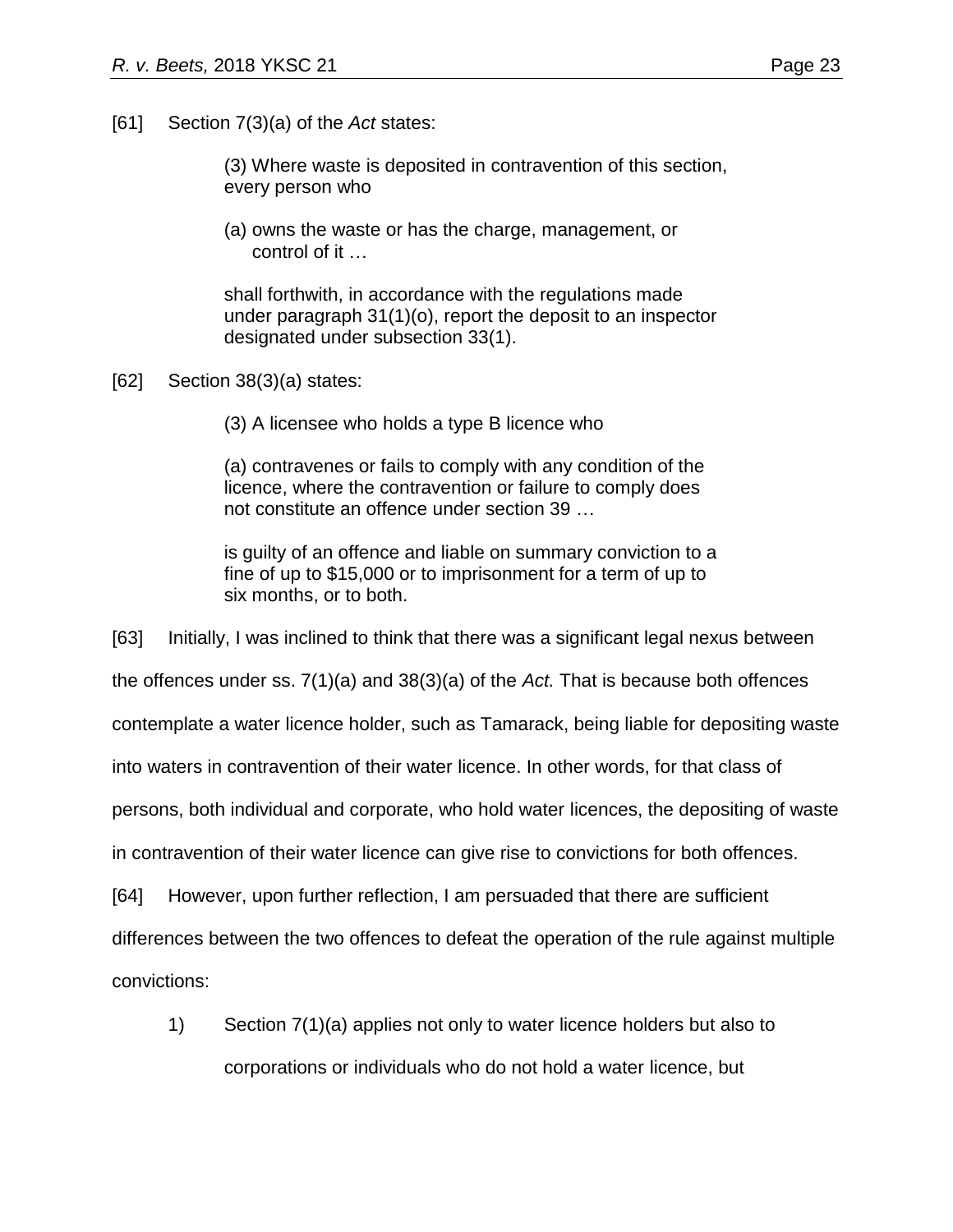[61] Section 7(3)(a) of the *Act* states:

> (3) Where waste is deposited in contravention of this section, every person who
>
> (a) owns the waste or has the charge, management, or control of it …
>
> shall forthwith, in accordance with the regulations made under paragraph 31(1)(o), report the deposit to an inspector designated under subsection 33(1).

[62] Section 38(3)(a) states:

> (3) A licensee who holds a type B licence who
>
> (a) contravenes or fails to comply with any condition of the licence, where the contravention or failure to comply does not constitute an offence under section 39 …
>
> is guilty of an offence and liable on summary conviction to a fine of up to $15,000 or to imprisonment for a term of up to six months, or to both.

[63] Initially, I was inclined to think that there was a significant legal nexus between the offences under ss. 7(1)(a) and 38(3)(a) of the *Act.* That is because both offences contemplate a water licence holder, such as Tamarack, being liable for depositing waste into waters in contravention of their water licence. In other words, for that class of persons, both individual and corporate, who hold water licences, the depositing of waste in contravention of their water licence can give rise to convictions for both offences.

[64] However, upon further reflection, I am persuaded that there are sufficient differences between the two offences to defeat the operation of the rule against multiple convictions:

1) Section 7(1)(a) applies not only to water licence holders but also to corporations or individuals who do not hold a water licence, but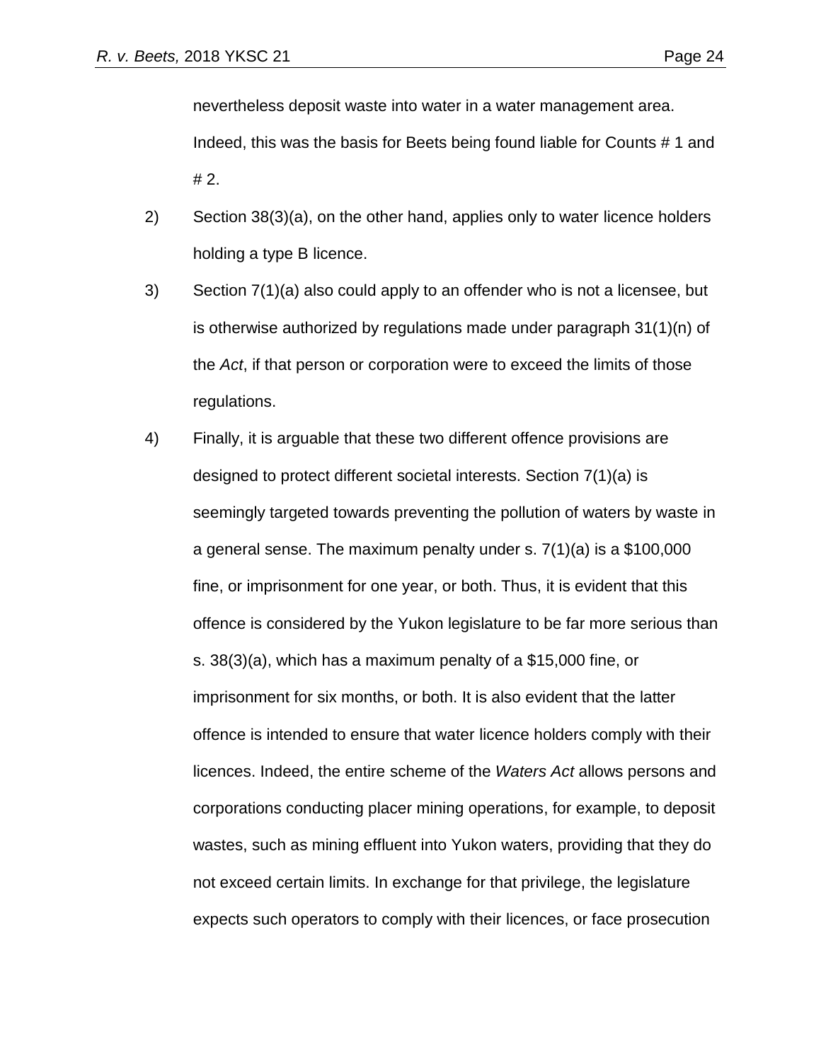nevertheless deposit waste into water in a water management area. Indeed, this was the basis for Beets being found liable for Counts # 1 and # 2.

2) Section 38(3)(a), on the other hand, applies only to water licence holders holding a type B licence.

3) Section 7(1)(a) also could apply to an offender who is not a licensee, but is otherwise authorized by regulations made under paragraph 31(1)(n) of the *Act*, if that person or corporation were to exceed the limits of those regulations.

4) Finally, it is arguable that these two different offence provisions are designed to protect different societal interests. Section 7(1)(a) is seemingly targeted towards preventing the pollution of waters by waste in a general sense. The maximum penalty under s. 7(1)(a) is a $100,000 fine, or imprisonment for one year, or both. Thus, it is evident that this offence is considered by the Yukon legislature to be far more serious than s. 38(3)(a), which has a maximum penalty of a $15,000 fine, or imprisonment for six months, or both. It is also evident that the latter offence is intended to ensure that water licence holders comply with their licences. Indeed, the entire scheme of the *Waters Act* allows persons and corporations conducting placer mining operations, for example, to deposit wastes, such as mining effluent into Yukon waters, providing that they do not exceed certain limits. In exchange for that privilege, the legislature expects such operators to comply with their licences, or face prosecution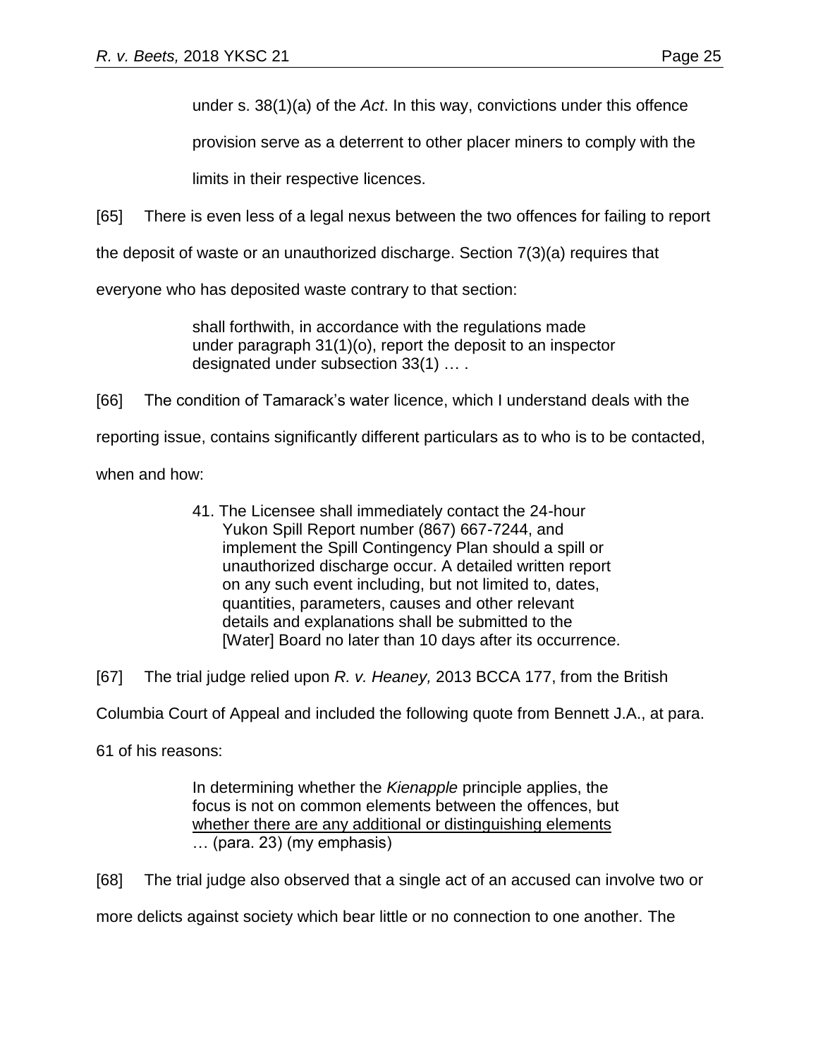under s. 38(1)(a) of the *Act*. In this way, convictions under this offence provision serve as a deterrent to other placer miners to comply with the limits in their respective licences.

[65] There is even less of a legal nexus between the two offences for failing to report the deposit of waste or an unauthorized discharge. Section 7(3)(a) requires that everyone who has deposited waste contrary to that section:

> shall forthwith, in accordance with the regulations made under paragraph 31(1)(o), report the deposit to an inspector designated under subsection 33(1) … .

[66] The condition of Tamarack's water licence, which I understand deals with the reporting issue, contains significantly different particulars as to who is to be contacted, when and how:

> 41. The Licensee shall immediately contact the 24-hour Yukon Spill Report number (867) 667-7244, and implement the Spill Contingency Plan should a spill or unauthorized discharge occur. A detailed written report on any such event including, but not limited to, dates, quantities, parameters, causes and other relevant details and explanations shall be submitted to the [Water] Board no later than 10 days after its occurrence.

[67] The trial judge relied upon *R. v. Heaney,* 2013 BCCA 177, from the British Columbia Court of Appeal and included the following quote from Bennett J.A., at para. 61 of his reasons:

> In determining whether the *Kienapple* principle applies, the focus is not on common elements between the offences, but <u>whether there are any additional or distinguishing elements</u> … (para. 23) (my emphasis)

[68] The trial judge also observed that a single act of an accused can involve two or more delicts against society which bear little or no connection to one another. The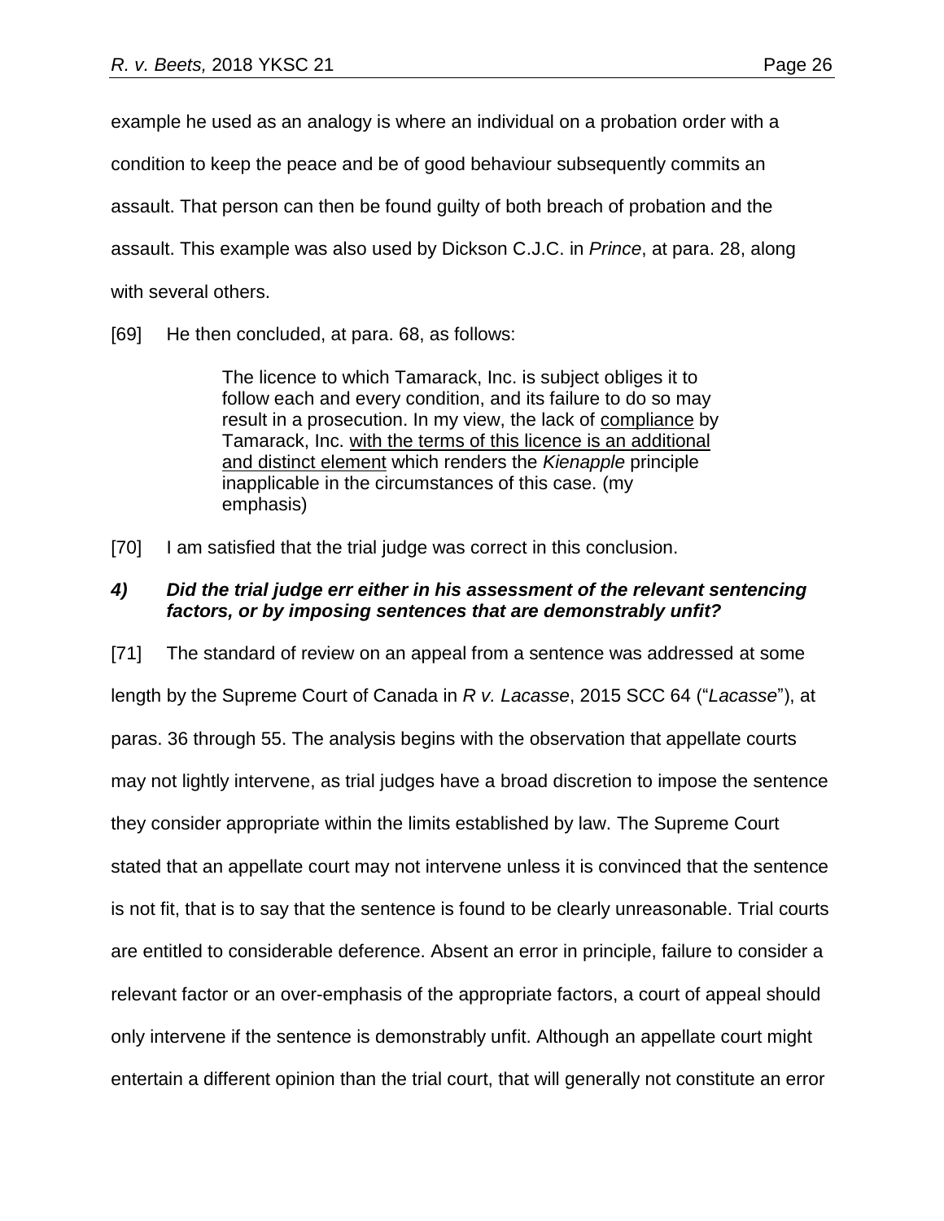example he used as an analogy is where an individual on a probation order with a condition to keep the peace and be of good behaviour subsequently commits an assault. That person can then be found guilty of both breach of probation and the assault. This example was also used by Dickson C.J.C. in *Prince*, at para. 28, along with several others.

[69] He then concluded, at para. 68, as follows:

> The licence to which Tamarack, Inc. is subject obliges it to follow each and every condition, and its failure to do so may result in a prosecution. In my view, the lack of <u>compliance</u> by Tamarack, Inc. <u>with the terms of this licence is an additional and distinct element</u> which renders the *Kienapple* principle inapplicable in the circumstances of this case. (my emphasis)

[70] I am satisfied that the trial judge was correct in this conclusion.

### ***4) Did the trial judge err either in his assessment of the relevant sentencing factors, or by imposing sentences that are demonstrably unfit?***

[71] The standard of review on an appeal from a sentence was addressed at some length by the Supreme Court of Canada in *R v. Lacasse*, 2015 SCC 64 ("*Lacasse*"), at paras. 36 through 55. The analysis begins with the observation that appellate courts may not lightly intervene, as trial judges have a broad discretion to impose the sentence they consider appropriate within the limits established by law. The Supreme Court stated that an appellate court may not intervene unless it is convinced that the sentence is not fit, that is to say that the sentence is found to be clearly unreasonable. Trial courts are entitled to considerable deference. Absent an error in principle, failure to consider a relevant factor or an over-emphasis of the appropriate factors, a court of appeal should only intervene if the sentence is demonstrably unfit. Although an appellate court might entertain a different opinion than the trial court, that will generally not constitute an error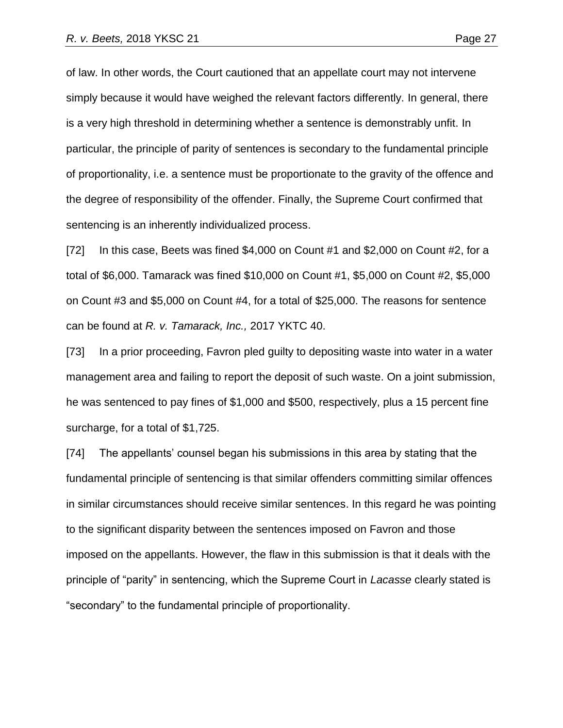of law. In other words, the Court cautioned that an appellate court may not intervene simply because it would have weighed the relevant factors differently. In general, there is a very high threshold in determining whether a sentence is demonstrably unfit. In particular, the principle of parity of sentences is secondary to the fundamental principle of proportionality, i.e. a sentence must be proportionate to the gravity of the offence and the degree of responsibility of the offender. Finally, the Supreme Court confirmed that sentencing is an inherently individualized process.

[72] In this case, Beets was fined $4,000 on Count #1 and $2,000 on Count #2, for a total of $6,000. Tamarack was fined $10,000 on Count #1, $5,000 on Count #2, $5,000 on Count #3 and $5,000 on Count #4, for a total of $25,000. The reasons for sentence can be found at *R. v. Tamarack, Inc.,* 2017 YKTC 40.

[73] In a prior proceeding, Favron pled guilty to depositing waste into water in a water management area and failing to report the deposit of such waste. On a joint submission, he was sentenced to pay fines of $1,000 and $500, respectively, plus a 15 percent fine surcharge, for a total of $1,725.

[74] The appellants' counsel began his submissions in this area by stating that the fundamental principle of sentencing is that similar offenders committing similar offences in similar circumstances should receive similar sentences. In this regard he was pointing to the significant disparity between the sentences imposed on Favron and those imposed on the appellants. However, the flaw in this submission is that it deals with the principle of "parity" in sentencing, which the Supreme Court in *Lacasse* clearly stated is "secondary" to the fundamental principle of proportionality.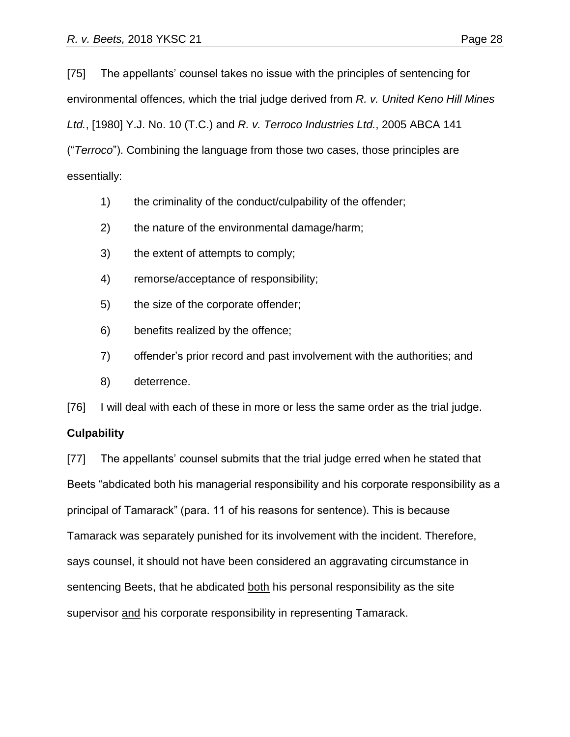[75] The appellants' counsel takes no issue with the principles of sentencing for environmental offences, which the trial judge derived from *R. v. United Keno Hill Mines Ltd.*, [1980] Y.J. No. 10 (T.C.) and *R. v. Terroco Industries Ltd.*, 2005 ABCA 141 ("*Terroco*"). Combining the language from those two cases, those principles are essentially:

1) the criminality of the conduct/culpability of the offender;
2) the nature of the environmental damage/harm;
3) the extent of attempts to comply;
4) remorse/acceptance of responsibility;
5) the size of the corporate offender;
6) benefits realized by the offence;
7) offender's prior record and past involvement with the authorities; and
8) deterrence.

[76] I will deal with each of these in more or less the same order as the trial judge.

**Culpability**

[77] The appellants' counsel submits that the trial judge erred when he stated that Beets "abdicated both his managerial responsibility and his corporate responsibility as a principal of Tamarack" (para. 11 of his reasons for sentence). This is because Tamarack was separately punished for its involvement with the incident. Therefore, says counsel, it should not have been considered an aggravating circumstance in sentencing Beets, that he abdicated <u>both</u> his personal responsibility as the site supervisor <u>and</u> his corporate responsibility in representing Tamarack.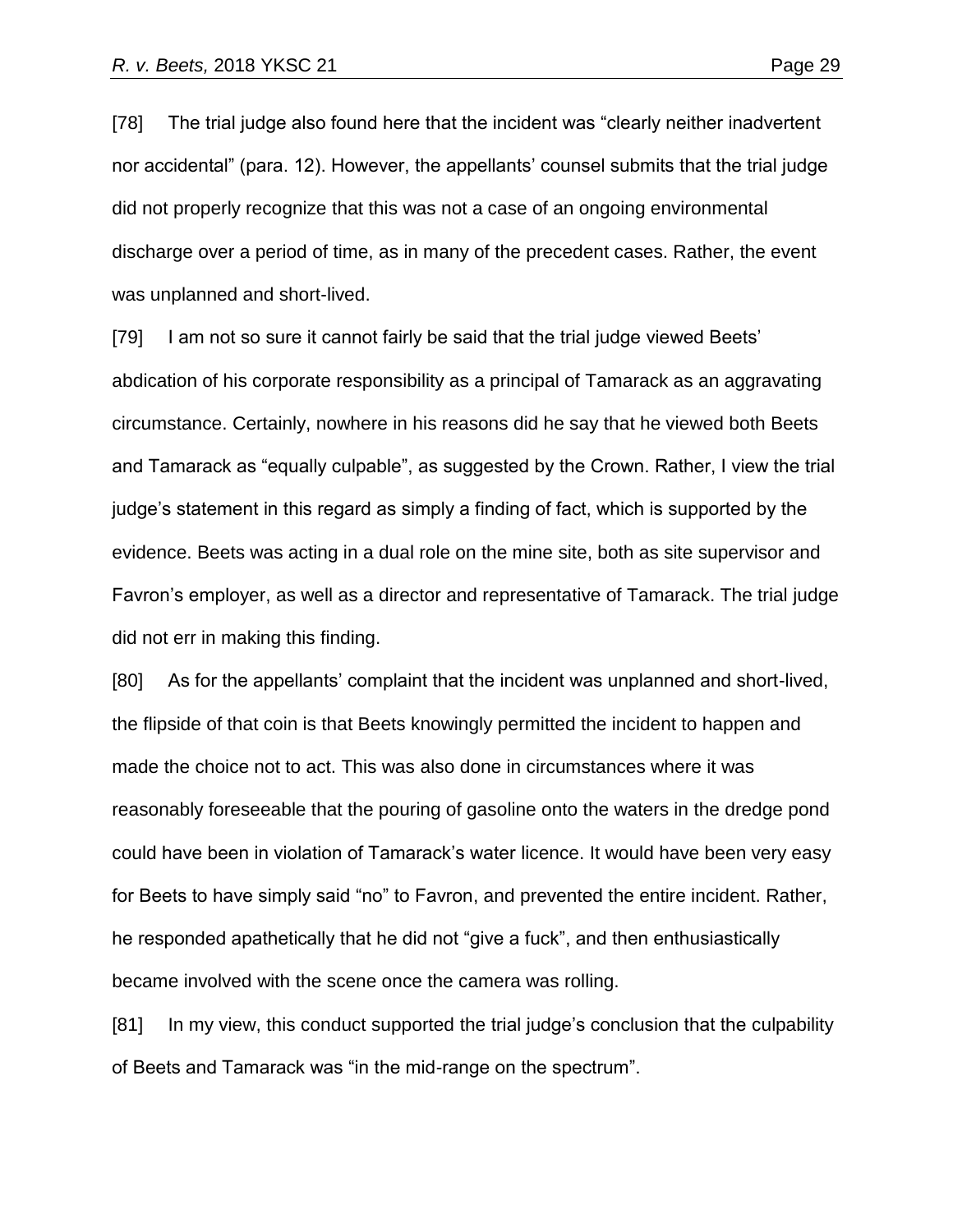[78] The trial judge also found here that the incident was “clearly neither inadvertent nor accidental” (para. 12). However, the appellants’ counsel submits that the trial judge did not properly recognize that this was not a case of an ongoing environmental discharge over a period of time, as in many of the precedent cases. Rather, the event was unplanned and short-lived.

[79] I am not so sure it cannot fairly be said that the trial judge viewed Beets’ abdication of his corporate responsibility as a principal of Tamarack as an aggravating circumstance. Certainly, nowhere in his reasons did he say that he viewed both Beets and Tamarack as “equally culpable”, as suggested by the Crown. Rather, I view the trial judge’s statement in this regard as simply a finding of fact, which is supported by the evidence. Beets was acting in a dual role on the mine site, both as site supervisor and Favron’s employer, as well as a director and representative of Tamarack. The trial judge did not err in making this finding.

[80] As for the appellants’ complaint that the incident was unplanned and short-lived, the flipside of that coin is that Beets knowingly permitted the incident to happen and made the choice not to act. This was also done in circumstances where it was reasonably foreseeable that the pouring of gasoline onto the waters in the dredge pond could have been in violation of Tamarack’s water licence. It would have been very easy for Beets to have simply said “no” to Favron, and prevented the entire incident. Rather, he responded apathetically that he did not “give a fuck”, and then enthusiastically became involved with the scene once the camera was rolling.

[81] In my view, this conduct supported the trial judge’s conclusion that the culpability of Beets and Tamarack was “in the mid-range on the spectrum”.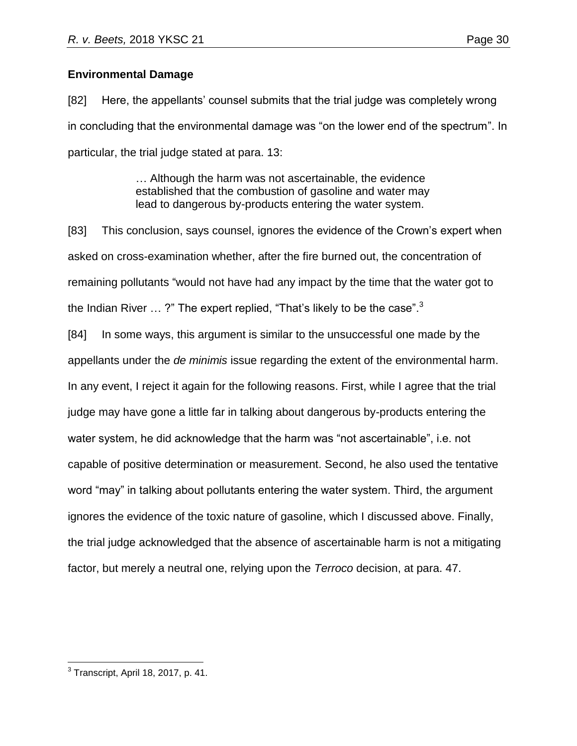**Environmental Damage**

[82] Here, the appellants' counsel submits that the trial judge was completely wrong in concluding that the environmental damage was "on the lower end of the spectrum". In particular, the trial judge stated at para. 13:

> … Although the harm was not ascertainable, the evidence established that the combustion of gasoline and water may lead to dangerous by-products entering the water system.

[83] This conclusion, says counsel, ignores the evidence of the Crown's expert when asked on cross-examination whether, after the fire burned out, the concentration of remaining pollutants "would not have had any impact by the time that the water got to the Indian River … ?" The expert replied, "That's likely to be the case".[3]

[84] In some ways, this argument is similar to the unsuccessful one made by the appellants under the *de minimis* issue regarding the extent of the environmental harm. In any event, I reject it again for the following reasons. First, while I agree that the trial judge may have gone a little far in talking about dangerous by-products entering the water system, he did acknowledge that the harm was "not ascertainable", i.e. not capable of positive determination or measurement. Second, he also used the tentative word "may" in talking about pollutants entering the water system. Third, the argument ignores the evidence of the toxic nature of gasoline, which I discussed above. Finally, the trial judge acknowledged that the absence of ascertainable harm is not a mitigating factor, but merely a neutral one, relying upon the *Terroco* decision, at para. 47.

---

[3] Transcript, April 18, 2017, p. 41.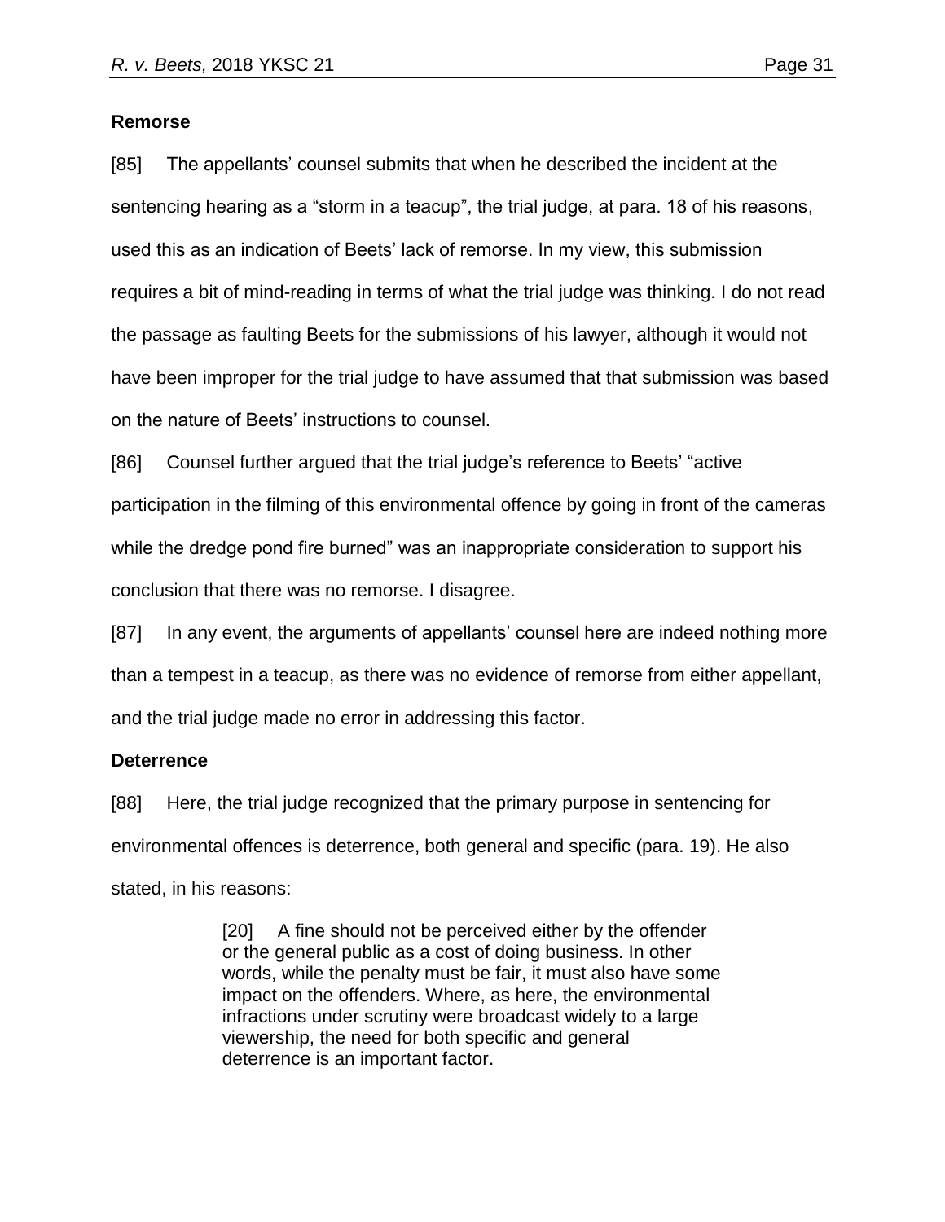**Remorse**

[85] The appellants' counsel submits that when he described the incident at the sentencing hearing as a "storm in a teacup", the trial judge, at para. 18 of his reasons, used this as an indication of Beets' lack of remorse. In my view, this submission requires a bit of mind-reading in terms of what the trial judge was thinking. I do not read the passage as faulting Beets for the submissions of his lawyer, although it would not have been improper for the trial judge to have assumed that that submission was based on the nature of Beets' instructions to counsel.

[86] Counsel further argued that the trial judge's reference to Beets' "active participation in the filming of this environmental offence by going in front of the cameras while the dredge pond fire burned" was an inappropriate consideration to support his conclusion that there was no remorse. I disagree.

[87] In any event, the arguments of appellants' counsel here are indeed nothing more than a tempest in a teacup, as there was no evidence of remorse from either appellant, and the trial judge made no error in addressing this factor.

**Deterrence**

[88] Here, the trial judge recognized that the primary purpose in sentencing for environmental offences is deterrence, both general and specific (para. 19). He also stated, in his reasons:

> [20] A fine should not be perceived either by the offender or the general public as a cost of doing business. In other words, while the penalty must be fair, it must also have some impact on the offenders. Where, as here, the environmental infractions under scrutiny were broadcast widely to a large viewership, the need for both specific and general deterrence is an important factor.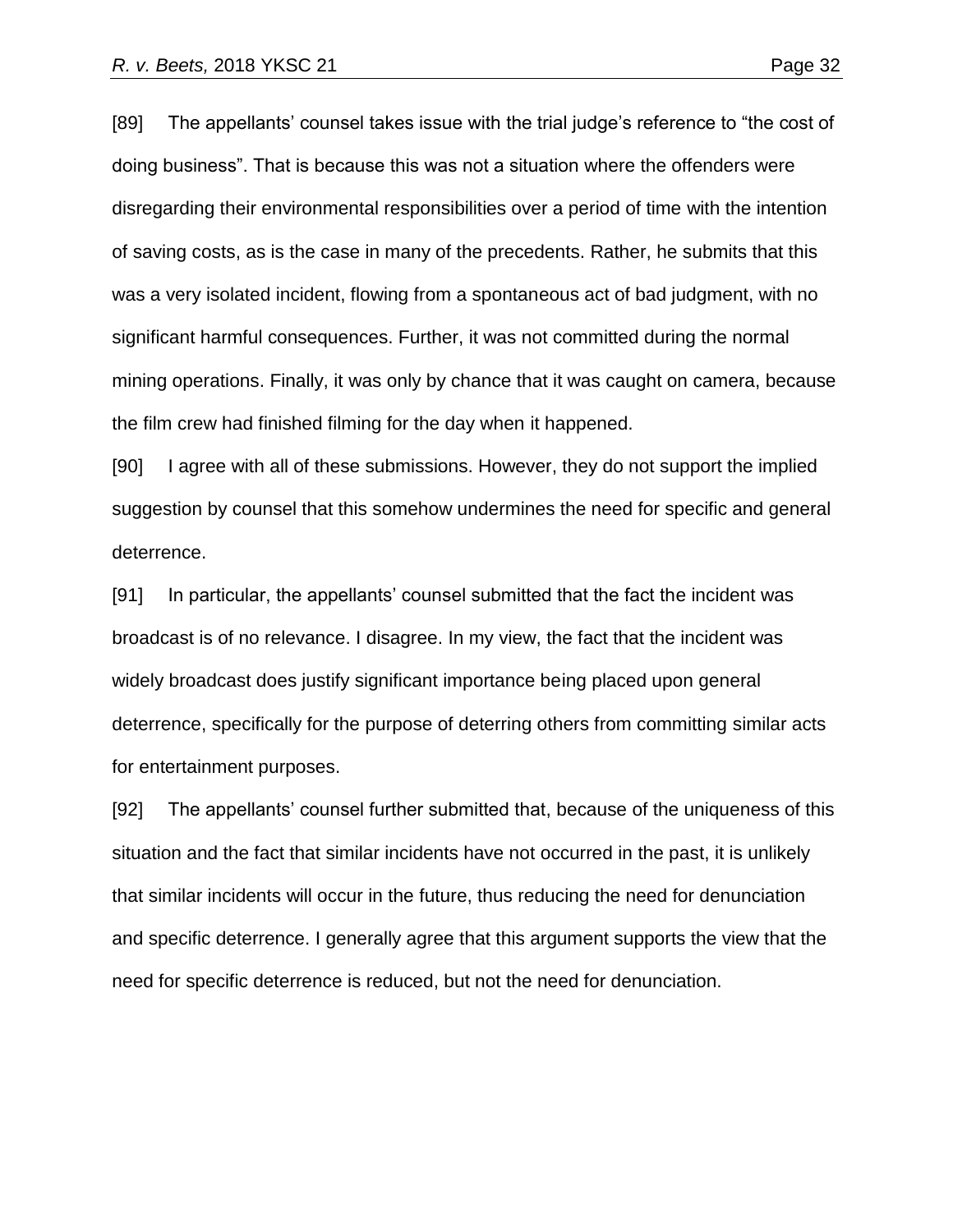[89] The appellants' counsel takes issue with the trial judge's reference to "the cost of doing business". That is because this was not a situation where the offenders were disregarding their environmental responsibilities over a period of time with the intention of saving costs, as is the case in many of the precedents. Rather, he submits that this was a very isolated incident, flowing from a spontaneous act of bad judgment, with no significant harmful consequences. Further, it was not committed during the normal mining operations. Finally, it was only by chance that it was caught on camera, because the film crew had finished filming for the day when it happened.

[90] I agree with all of these submissions. However, they do not support the implied suggestion by counsel that this somehow undermines the need for specific and general deterrence.

[91] In particular, the appellants' counsel submitted that the fact the incident was broadcast is of no relevance. I disagree. In my view, the fact that the incident was widely broadcast does justify significant importance being placed upon general deterrence, specifically for the purpose of deterring others from committing similar acts for entertainment purposes.

[92] The appellants' counsel further submitted that, because of the uniqueness of this situation and the fact that similar incidents have not occurred in the past, it is unlikely that similar incidents will occur in the future, thus reducing the need for denunciation and specific deterrence. I generally agree that this argument supports the view that the need for specific deterrence is reduced, but not the need for denunciation.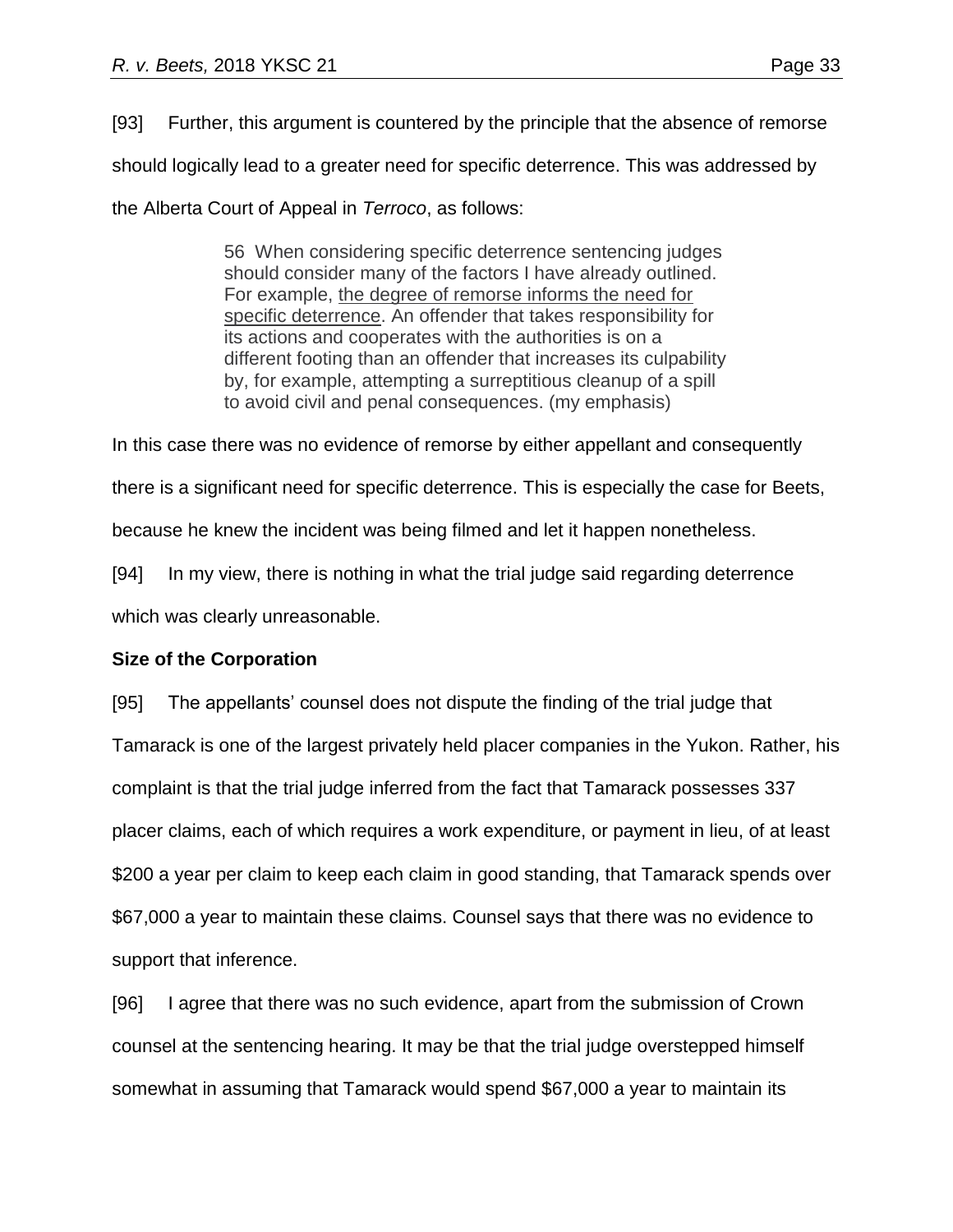[93] Further, this argument is countered by the principle that the absence of remorse should logically lead to a greater need for specific deterrence. This was addressed by the Alberta Court of Appeal in *Terroco*, as follows:

> 56 When considering specific deterrence sentencing judges should consider many of the factors I have already outlined. For example, the degree of remorse informs the need for specific deterrence. An offender that takes responsibility for its actions and cooperates with the authorities is on a different footing than an offender that increases its culpability by, for example, attempting a surreptitious cleanup of a spill to avoid civil and penal consequences. (my emphasis)

In this case there was no evidence of remorse by either appellant and consequently there is a significant need for specific deterrence. This is especially the case for Beets, because he knew the incident was being filmed and let it happen nonetheless.

[94] In my view, there is nothing in what the trial judge said regarding deterrence which was clearly unreasonable.

**Size of the Corporation**

[95] The appellants' counsel does not dispute the finding of the trial judge that Tamarack is one of the largest privately held placer companies in the Yukon. Rather, his complaint is that the trial judge inferred from the fact that Tamarack possesses 337 placer claims, each of which requires a work expenditure, or payment in lieu, of at least $200 a year per claim to keep each claim in good standing, that Tamarack spends over $67,000 a year to maintain these claims. Counsel says that there was no evidence to support that inference.

[96] I agree that there was no such evidence, apart from the submission of Crown counsel at the sentencing hearing. It may be that the trial judge overstepped himself somewhat in assuming that Tamarack would spend $67,000 a year to maintain its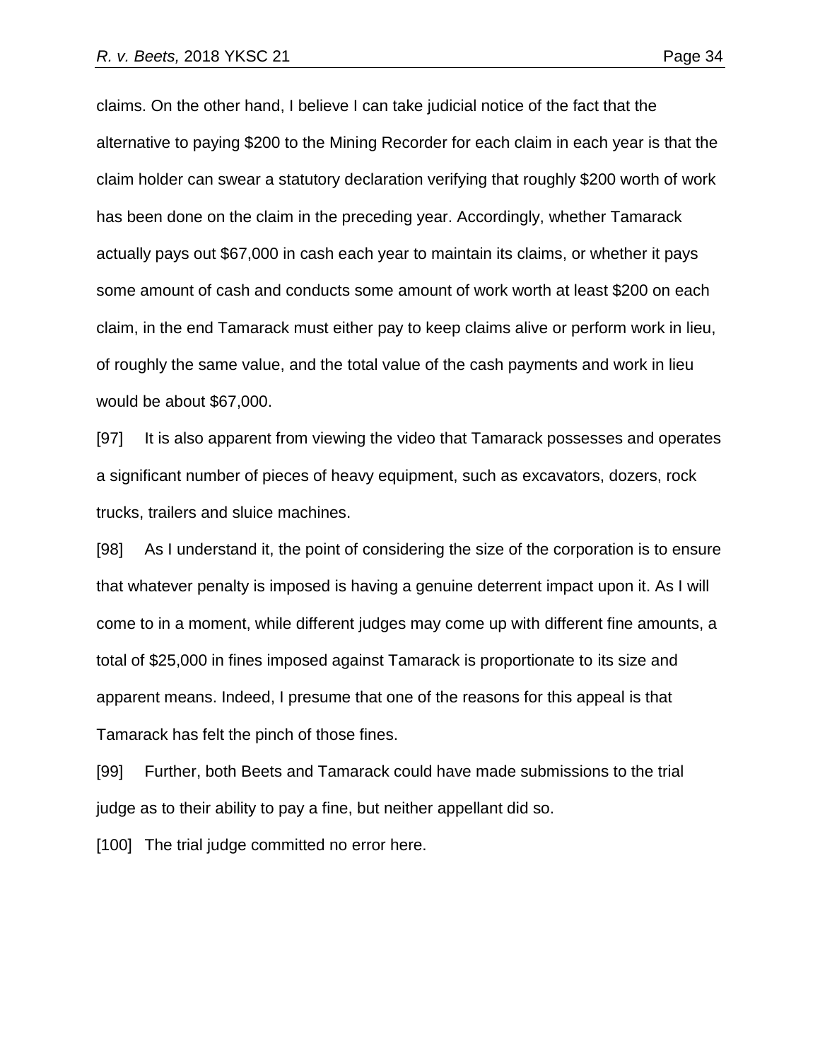claims. On the other hand, I believe I can take judicial notice of the fact that the alternative to paying $200 to the Mining Recorder for each claim in each year is that the claim holder can swear a statutory declaration verifying that roughly $200 worth of work has been done on the claim in the preceding year. Accordingly, whether Tamarack actually pays out $67,000 in cash each year to maintain its claims, or whether it pays some amount of cash and conducts some amount of work worth at least $200 on each claim, in the end Tamarack must either pay to keep claims alive or perform work in lieu, of roughly the same value, and the total value of the cash payments and work in lieu would be about $67,000.

[97] It is also apparent from viewing the video that Tamarack possesses and operates a significant number of pieces of heavy equipment, such as excavators, dozers, rock trucks, trailers and sluice machines.

[98] As I understand it, the point of considering the size of the corporation is to ensure that whatever penalty is imposed is having a genuine deterrent impact upon it. As I will come to in a moment, while different judges may come up with different fine amounts, a total of $25,000 in fines imposed against Tamarack is proportionate to its size and apparent means. Indeed, I presume that one of the reasons for this appeal is that Tamarack has felt the pinch of those fines.

[99] Further, both Beets and Tamarack could have made submissions to the trial judge as to their ability to pay a fine, but neither appellant did so.

[100] The trial judge committed no error here.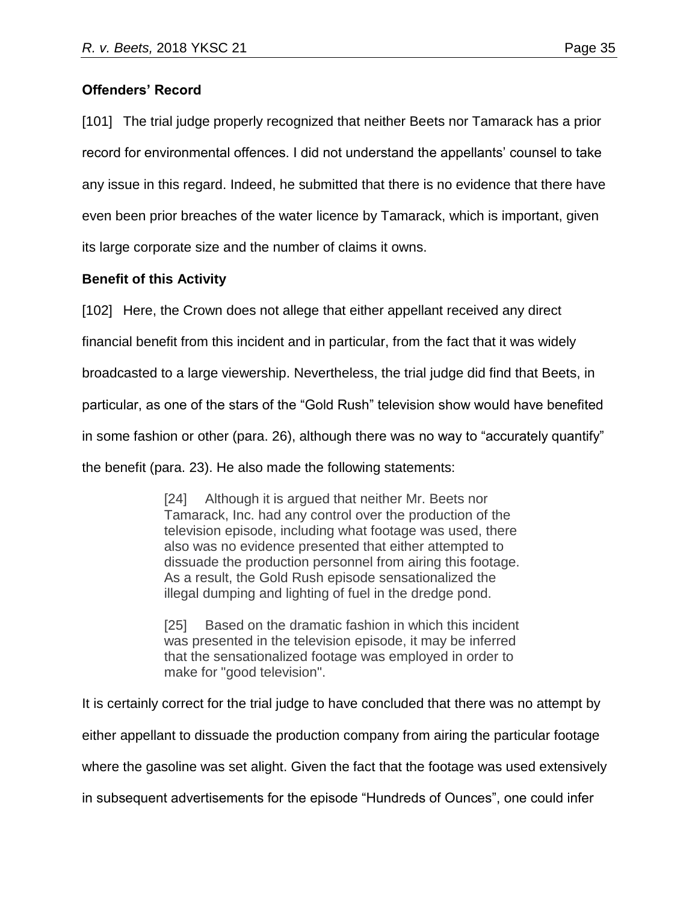**Offenders' Record**

[101] The trial judge properly recognized that neither Beets nor Tamarack has a prior record for environmental offences. I did not understand the appellants' counsel to take any issue in this regard. Indeed, he submitted that there is no evidence that there have even been prior breaches of the water licence by Tamarack, which is important, given its large corporate size and the number of claims it owns.

**Benefit of this Activity**

[102] Here, the Crown does not allege that either appellant received any direct financial benefit from this incident and in particular, from the fact that it was widely broadcasted to a large viewership. Nevertheless, the trial judge did find that Beets, in particular, as one of the stars of the "Gold Rush" television show would have benefited in some fashion or other (para. 26), although there was no way to "accurately quantify" the benefit (para. 23). He also made the following statements:

> [24] Although it is argued that neither Mr. Beets nor Tamarack, Inc. had any control over the production of the television episode, including what footage was used, there also was no evidence presented that either attempted to dissuade the production personnel from airing this footage. As a result, the Gold Rush episode sensationalized the illegal dumping and lighting of fuel in the dredge pond.
>
> [25] Based on the dramatic fashion in which this incident was presented in the television episode, it may be inferred that the sensationalized footage was employed in order to make for "good television".

It is certainly correct for the trial judge to have concluded that there was no attempt by either appellant to dissuade the production company from airing the particular footage where the gasoline was set alight. Given the fact that the footage was used extensively in subsequent advertisements for the episode "Hundreds of Ounces", one could infer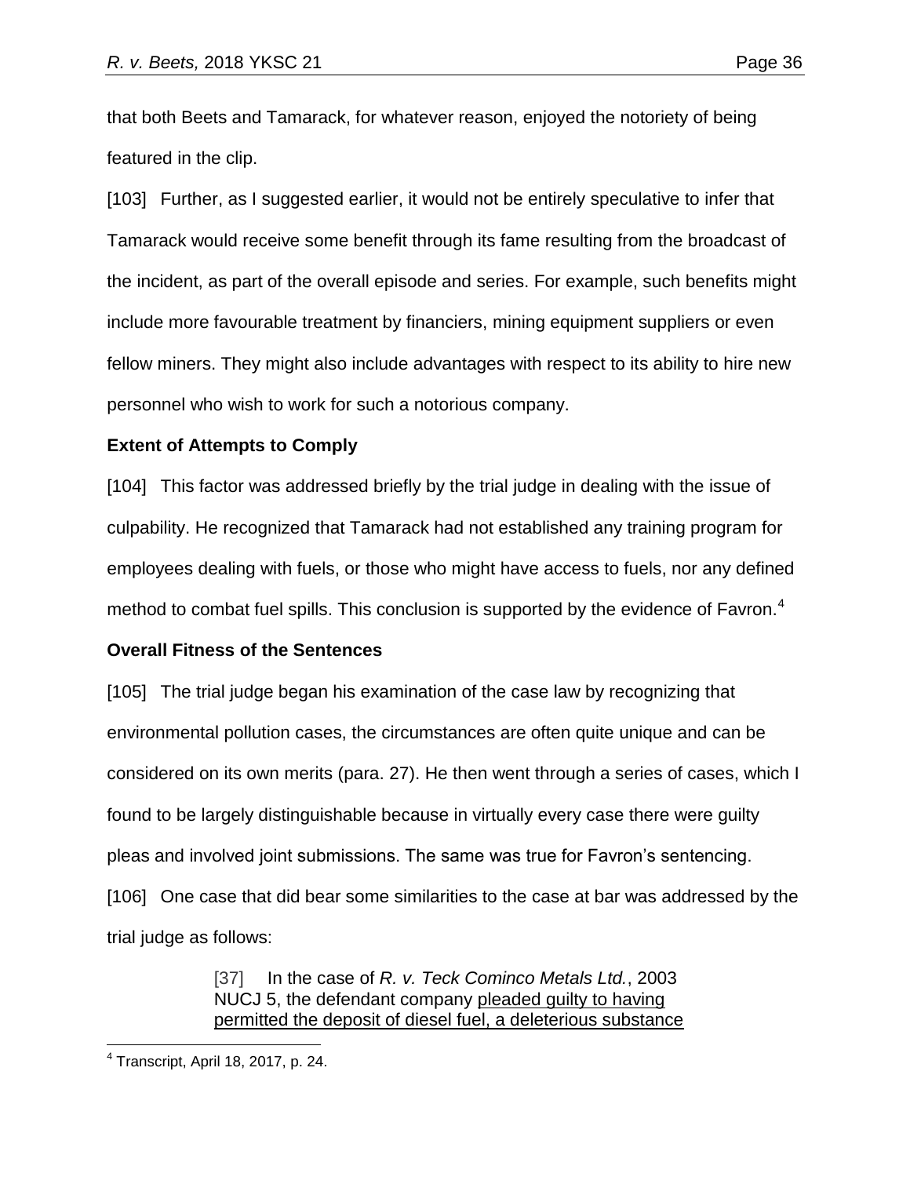that both Beets and Tamarack, for whatever reason, enjoyed the notoriety of being featured in the clip.

[103] Further, as I suggested earlier, it would not be entirely speculative to infer that Tamarack would receive some benefit through its fame resulting from the broadcast of the incident, as part of the overall episode and series. For example, such benefits might include more favourable treatment by financiers, mining equipment suppliers or even fellow miners. They might also include advantages with respect to its ability to hire new personnel who wish to work for such a notorious company.

**Extent of Attempts to Comply**

[104] This factor was addressed briefly by the trial judge in dealing with the issue of culpability. He recognized that Tamarack had not established any training program for employees dealing with fuels, or those who might have access to fuels, nor any defined method to combat fuel spills. This conclusion is supported by the evidence of Favron.[4]

**Overall Fitness of the Sentences**

[105] The trial judge began his examination of the case law by recognizing that environmental pollution cases, the circumstances are often quite unique and can be considered on its own merits (para. 27). He then went through a series of cases, which I found to be largely distinguishable because in virtually every case there were guilty pleas and involved joint submissions. The same was true for Favron's sentencing.

[106] One case that did bear some similarities to the case at bar was addressed by the trial judge as follows:

> [37] In the case of *R. v. Teck Cominco Metals Ltd.*, 2003 NUCJ 5, the defendant company <u>pleaded guilty to having permitted the deposit of diesel fuel, a deleterious substance</u>

---

[4] Transcript, April 18, 2017, p. 24.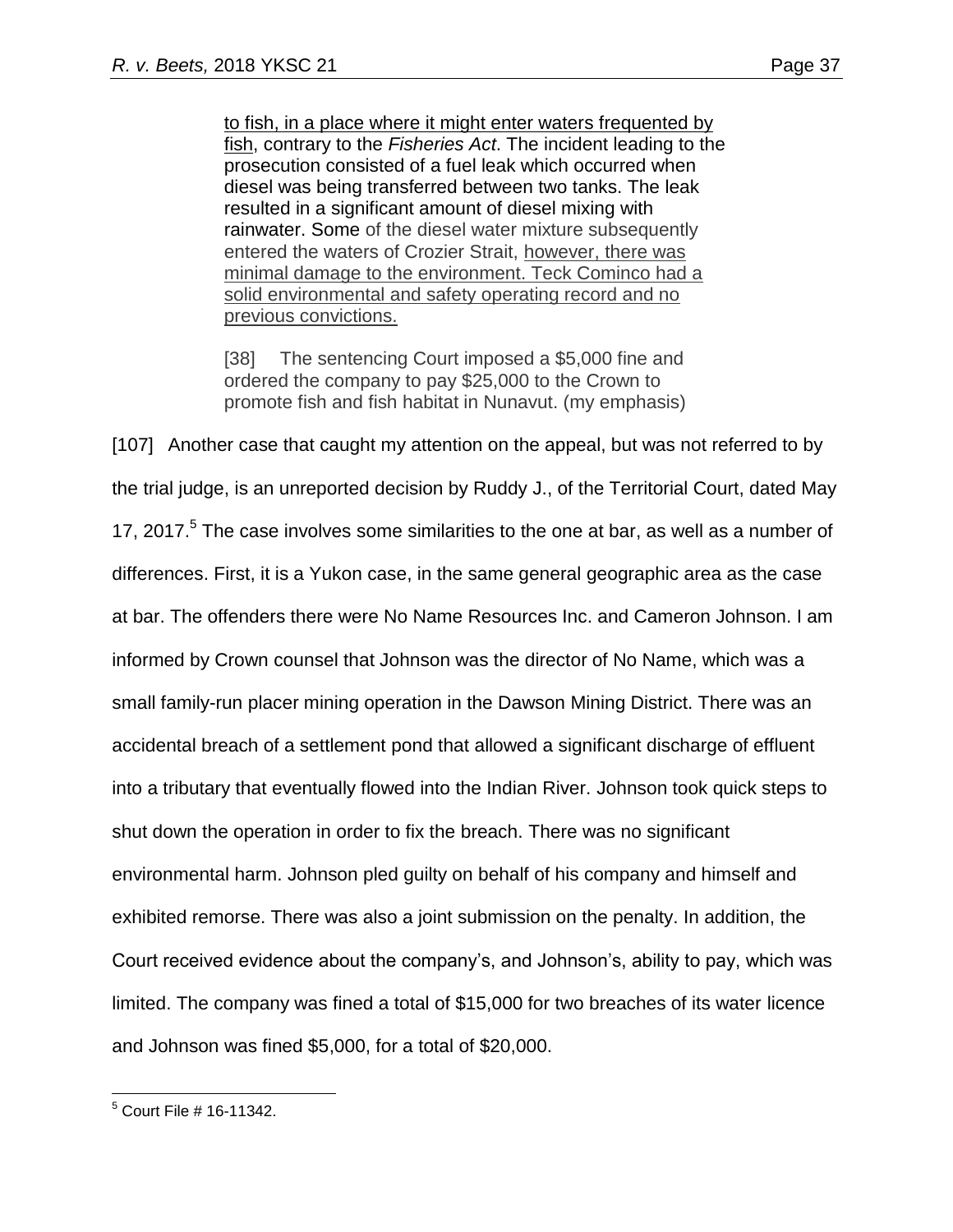> <u>to fish, in a place where it might enter waters frequented by fish</u>, contrary to the *Fisheries Act*. The incident leading to the prosecution consisted of a fuel leak which occurred when diesel was being transferred between two tanks. The leak resulted in a significant amount of diesel mixing with rainwater. Some of the diesel water mixture subsequently entered the waters of Crozier Strait, <u>however, there was minimal damage to the environment. Teck Cominco had a solid environmental and safety operating record and no previous convictions.</u>
>
> [38] The sentencing Court imposed a $5,000 fine and ordered the company to pay $25,000 to the Crown to promote fish and fish habitat in Nunavut. (my emphasis)

[107] Another case that caught my attention on the appeal, but was not referred to by the trial judge, is an unreported decision by Ruddy J., of the Territorial Court, dated May 17, 2017.[5] The case involves some similarities to the one at bar, as well as a number of differences. First, it is a Yukon case, in the same general geographic area as the case at bar. The offenders there were No Name Resources Inc. and Cameron Johnson. I am informed by Crown counsel that Johnson was the director of No Name, which was a small family-run placer mining operation in the Dawson Mining District. There was an accidental breach of a settlement pond that allowed a significant discharge of effluent into a tributary that eventually flowed into the Indian River. Johnson took quick steps to shut down the operation in order to fix the breach. There was no significant environmental harm. Johnson pled guilty on behalf of his company and himself and exhibited remorse. There was also a joint submission on the penalty. In addition, the Court received evidence about the company's, and Johnson's, ability to pay, which was limited. The company was fined a total of $15,000 for two breaches of its water licence and Johnson was fined $5,000, for a total of $20,000.

---

[5] Court File # 16-11342.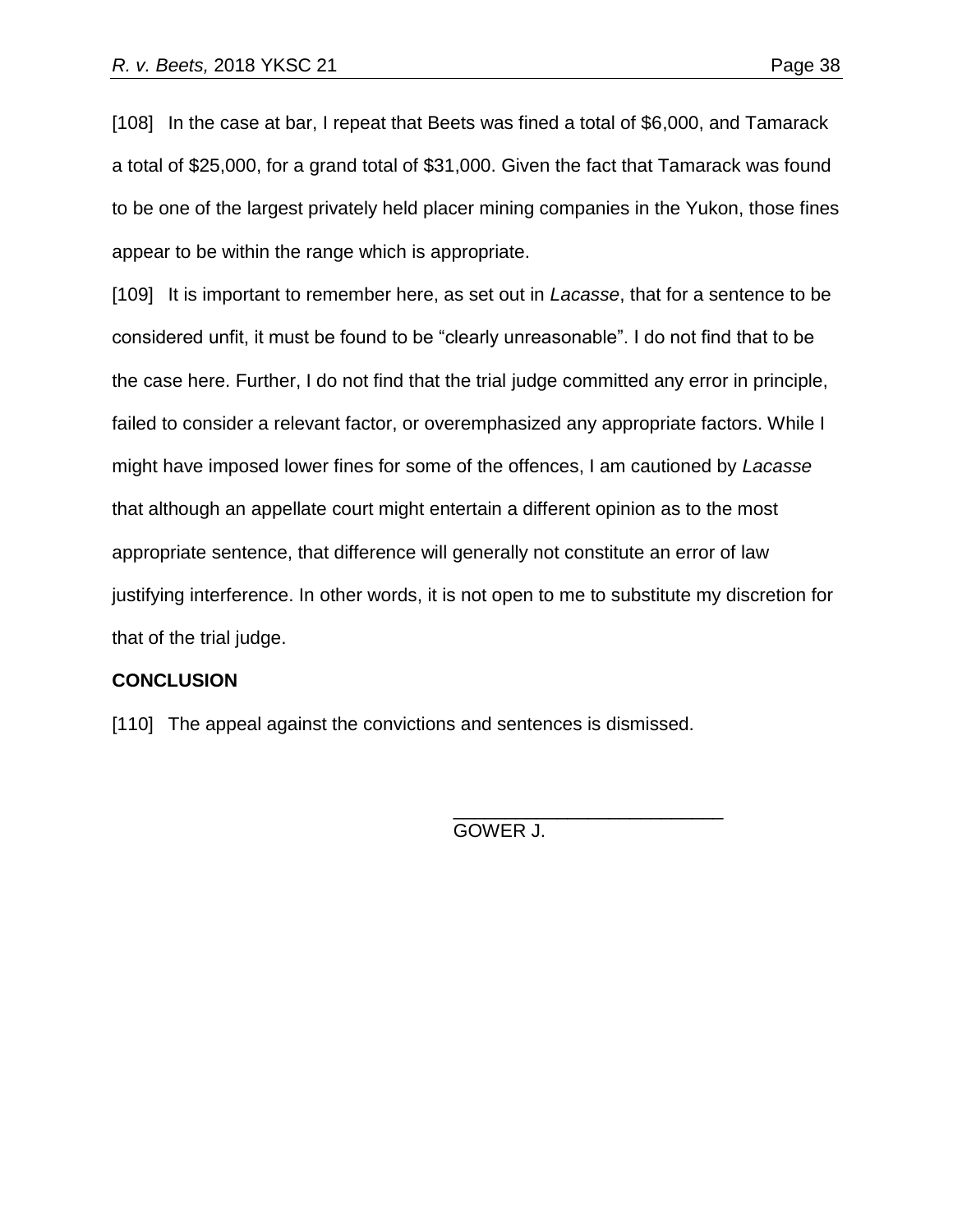[108] In the case at bar, I repeat that Beets was fined a total of $6,000, and Tamarack a total of $25,000, for a grand total of $31,000. Given the fact that Tamarack was found to be one of the largest privately held placer mining companies in the Yukon, those fines appear to be within the range which is appropriate.

[109] It is important to remember here, as set out in *Lacasse*, that for a sentence to be considered unfit, it must be found to be "clearly unreasonable". I do not find that to be the case here. Further, I do not find that the trial judge committed any error in principle, failed to consider a relevant factor, or overemphasized any appropriate factors. While I might have imposed lower fines for some of the offences, I am cautioned by *Lacasse* that although an appellate court might entertain a different opinion as to the most appropriate sentence, that difference will generally not constitute an error of law justifying interference. In other words, it is not open to me to substitute my discretion for that of the trial judge.

**CONCLUSION**

[110] The appeal against the convictions and sentences is dismissed.

___________________________
GOWER J.